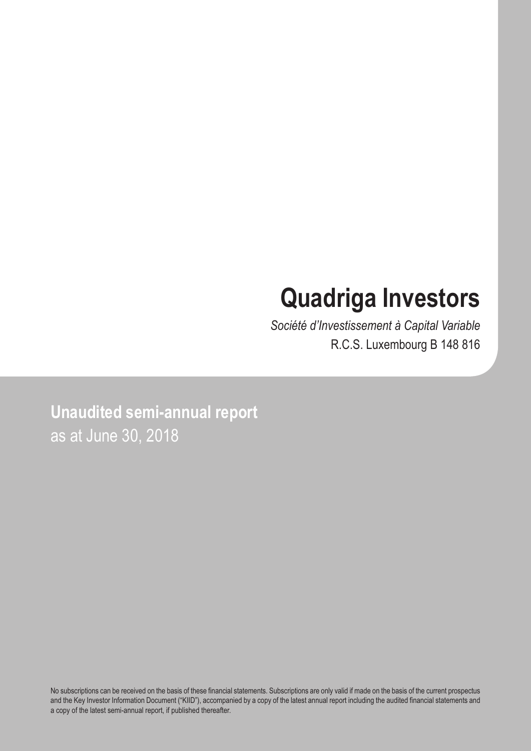# Quadriga Investors

*Société d'Investissement à Capital Variable*

R.C.S. Luxembourg B 148 816

## Unaudited semi-annual report

as at June 30, 2018

No subscriptions can be received on the basis of these financial statements. Subscriptions are only valid if made on the basis of the current prospectus and the Key Investor Information Document ("KIID"), accompanied by a copy of the latest annual report including the audited financial statements and a copy of the latest semi-annual report, if published thereafter.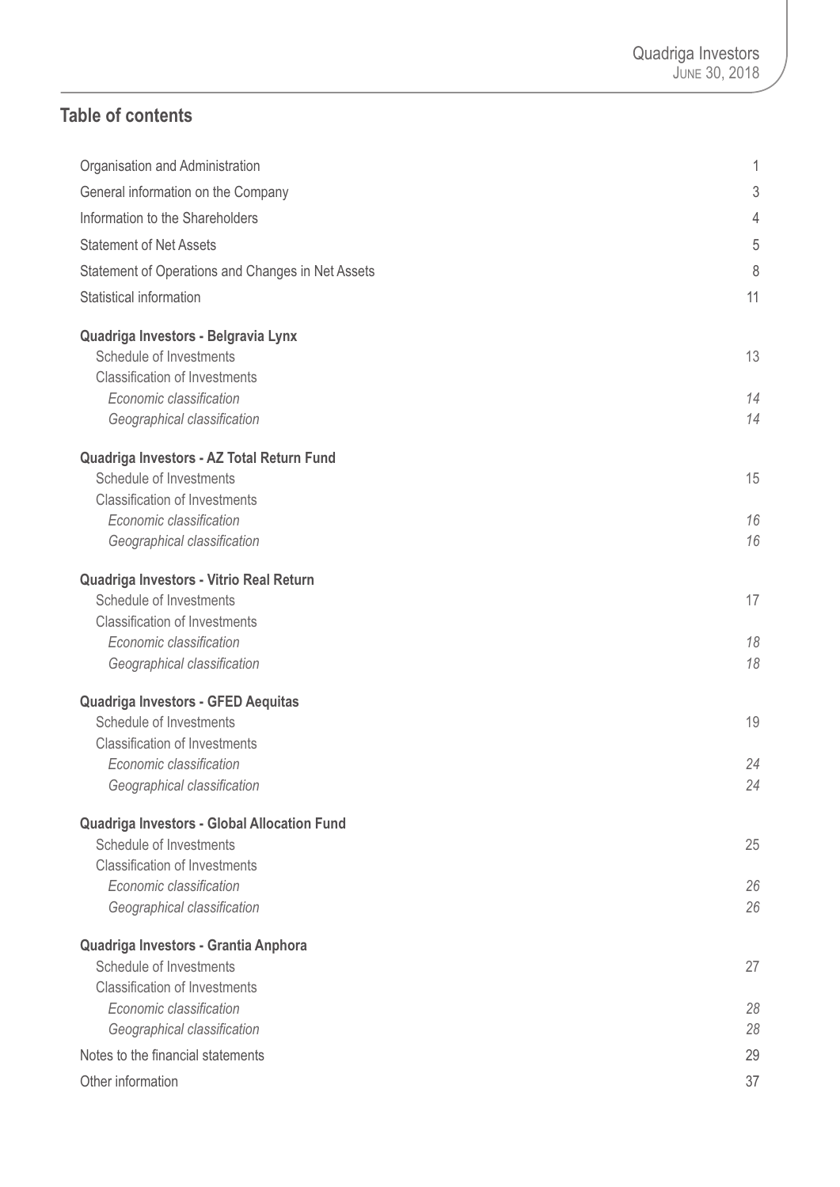## Table of contents

| | |
|---|---|
| Organisation and Administration | 1 |
| General information on the Company | 3 |
| Information to the Shareholders | 4 |
| Statement of Net Assets | 5 |
| Statement of Operations and Changes in Net Assets | 8 |
| Statistical information | 11 |
| **Quadriga Investors - Belgravia Lynx** | |
| Schedule of Investments | 13 |
| Classification of Investments | |
| *Economic classification* | *14* |
| *Geographical classification* | *14* |
| **Quadriga Investors - AZ Total Return Fund** | |
| Schedule of Investments | 15 |
| Classification of Investments | |
| *Economic classification* | *16* |
| *Geographical classification* | *16* |
| **Quadriga Investors - Vitrio Real Return** | |
| Schedule of Investments | 17 |
| Classification of Investments | |
| *Economic classification* | *18* |
| *Geographical classification* | *18* |
| **Quadriga Investors - GFED Aequitas** | |
| Schedule of Investments | 19 |
| Classification of Investments | |
| *Economic classification* | *24* |
| *Geographical classification* | *24* |
| **Quadriga Investors - Global Allocation Fund** | |
| Schedule of Investments | 25 |
| Classification of Investments | |
| *Economic classification* | *26* |
| *Geographical classification* | *26* |
| **Quadriga Investors - Grantia Anphora** | |
| Schedule of Investments | 27 |
| Classification of Investments | |
| *Economic classification* | *28* |
| *Geographical classification* | *28* |
| Notes to the financial statements | 29 |
| Other information | 37 |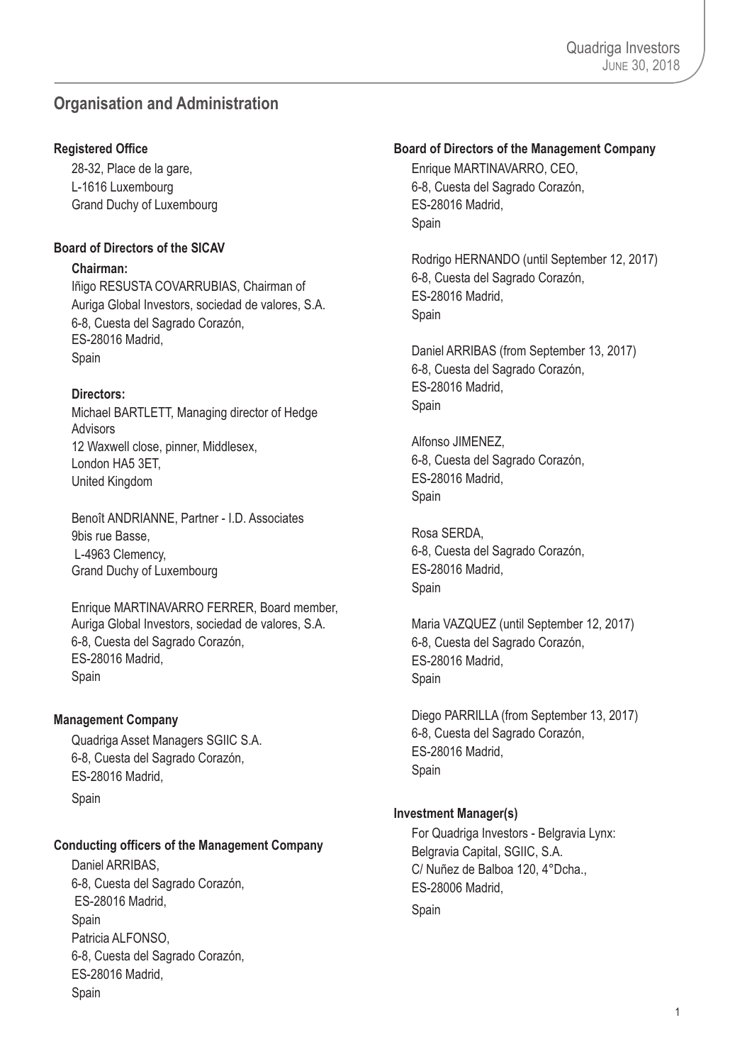## Organisation and Administration

**Registered Office**

28-32, Place de la gare,
L-1616 Luxembourg
Grand Duchy of Luxembourg

**Board of Directors of the SICAV**

**Chairman:**

Iñigo RESUSTA COVARRUBIAS, Chairman of Auriga Global Investors, sociedad de valores, S.A.
6-8, Cuesta del Sagrado Corazón,
ES-28016 Madrid,
Spain

**Directors:**

Michael BARTLETT, Managing director of Hedge Advisors
12 Waxwell close, pinner, Middlesex,
London HA5 3ET,
United Kingdom

Benoît ANDRIANNE, Partner - I.D. Associates
9bis rue Basse,
L-4963 Clemency,
Grand Duchy of Luxembourg

Enrique MARTINAVARRO FERRER, Board member,
Auriga Global Investors, sociedad de valores, S.A.
6-8, Cuesta del Sagrado Corazón,
ES-28016 Madrid,
Spain

**Management Company**

Quadriga Asset Managers SGIIC S.A.
6-8, Cuesta del Sagrado Corazón,
ES-28016 Madrid,
Spain

**Conducting officers of the Management Company**

Daniel ARRIBAS,
6-8, Cuesta del Sagrado Corazón,
ES-28016 Madrid,
Spain
Patricia ALFONSO,
6-8, Cuesta del Sagrado Corazón,
ES-28016 Madrid,
Spain

**Board of Directors of the Management Company**

Enrique MARTINAVARRO, CEO,
6-8, Cuesta del Sagrado Corazón,
ES-28016 Madrid,
Spain

Rodrigo HERNANDO (until September 12, 2017)
6-8, Cuesta del Sagrado Corazón,
ES-28016 Madrid,
Spain

Daniel ARRIBAS (from September 13, 2017)
6-8, Cuesta del Sagrado Corazón,
ES-28016 Madrid,
Spain

Alfonso JIMENEZ,
6-8, Cuesta del Sagrado Corazón,
ES-28016 Madrid,
Spain

Rosa SERDA,
6-8, Cuesta del Sagrado Corazón,
ES-28016 Madrid,
Spain

Maria VAZQUEZ (until September 12, 2017)
6-8, Cuesta del Sagrado Corazón,
ES-28016 Madrid,
Spain

Diego PARRILLA (from September 13, 2017)
6-8, Cuesta del Sagrado Corazón,
ES-28016 Madrid,
Spain

**Investment Manager(s)**

For Quadriga Investors - Belgravia Lynx:
Belgravia Capital, SGIIC, S.A.
C/ Nuñez de Balboa 120, 4°Dcha.,
ES-28006 Madrid,
Spain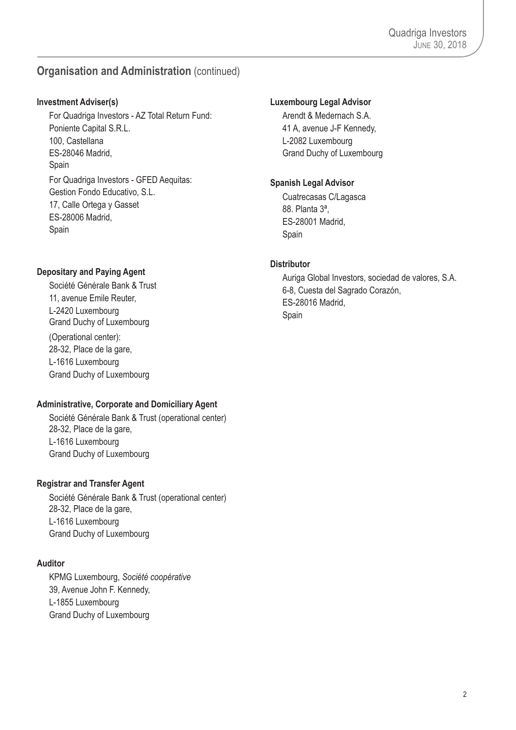## Organisation and Administration (continued)

**Investment Adviser(s)**

For Quadriga Investors - AZ Total Return Fund:
Poniente Capital S.R.L.
100, Castellana
ES-28046 Madrid,
Spain

For Quadriga Investors - GFED Aequitas:
Gestion Fondo Educativo, S.L.
17, Calle Ortega y Gasset
ES-28006 Madrid,
Spain

**Depositary and Paying Agent**

Société Générale Bank & Trust
11, avenue Emile Reuter,
L-2420 Luxembourg
Grand Duchy of Luxembourg

(Operational center):
28-32, Place de la gare,
L-1616 Luxembourg
Grand Duchy of Luxembourg

**Administrative, Corporate and Domiciliary Agent**

Société Générale Bank & Trust (operational center)
28-32, Place de la gare,
L-1616 Luxembourg
Grand Duchy of Luxembourg

**Registrar and Transfer Agent**

Société Générale Bank & Trust (operational center)
28-32, Place de la gare,
L-1616 Luxembourg
Grand Duchy of Luxembourg

**Auditor**

KPMG Luxembourg, *Société coopérative*
39, Avenue John F. Kennedy,
L-1855 Luxembourg
Grand Duchy of Luxembourg

**Luxembourg Legal Advisor**

Arendt & Medernach S.A.
41 A, avenue J-F Kennedy,
L-2082 Luxembourg
Grand Duchy of Luxembourg

**Spanish Legal Advisor**

Cuatrecasas C/Lagasca
88. Planta 3ª,
ES-28001 Madrid,
Spain

**Distributor**

Auriga Global Investors, sociedad de valores, S.A.
6-8, Cuesta del Sagrado Corazón,
ES-28016 Madrid,
Spain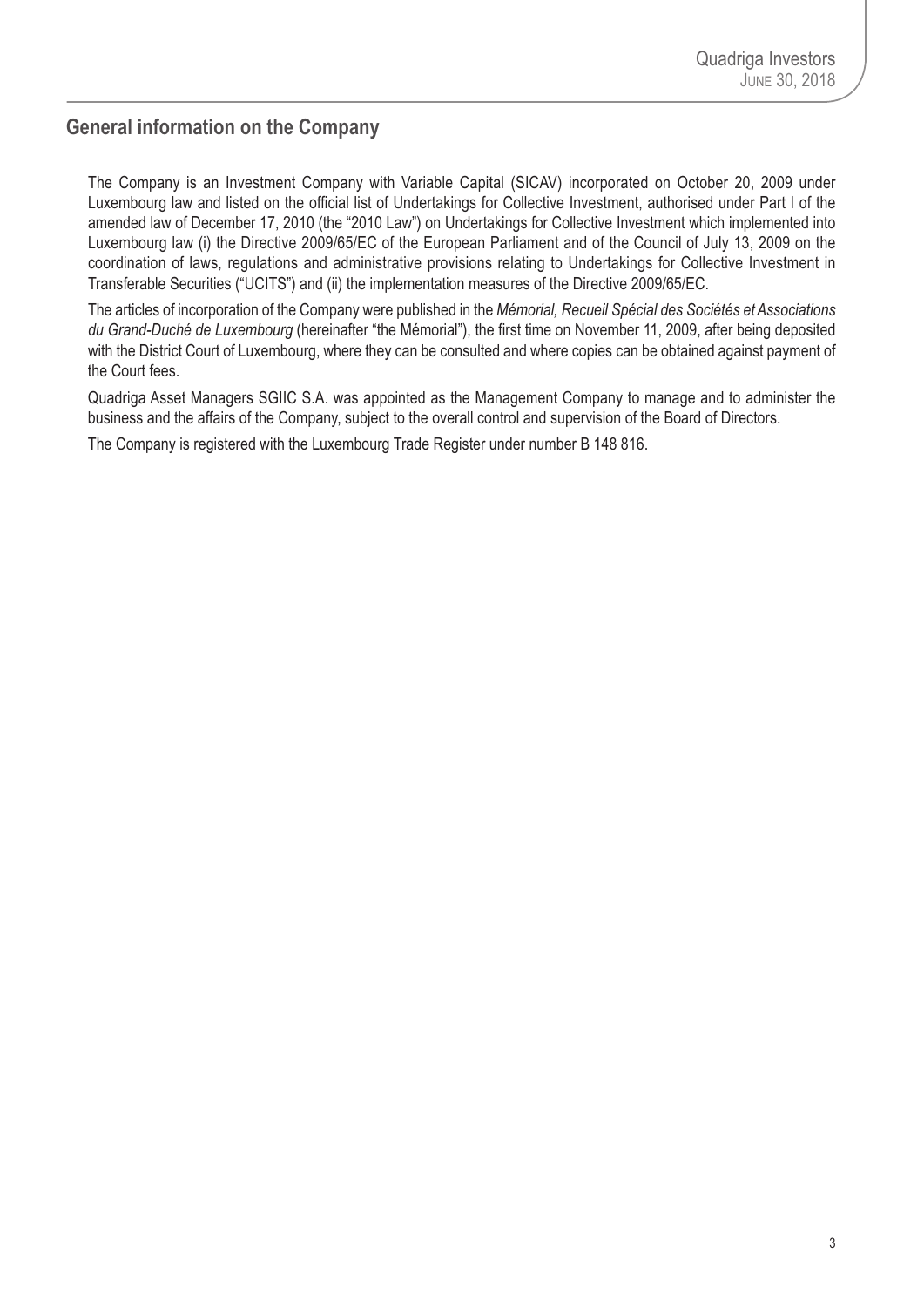## General information on the Company

The Company is an Investment Company with Variable Capital (SICAV) incorporated on October 20, 2009 under Luxembourg law and listed on the official list of Undertakings for Collective Investment, authorised under Part I of the amended law of December 17, 2010 (the "2010 Law") on Undertakings for Collective Investment which implemented into Luxembourg law (i) the Directive 2009/65/EC of the European Parliament and of the Council of July 13, 2009 on the coordination of laws, regulations and administrative provisions relating to Undertakings for Collective Investment in Transferable Securities ("UCITS") and (ii) the implementation measures of the Directive 2009/65/EC.

The articles of incorporation of the Company were published in the *Mémorial, Recueil Spécial des Sociétés et Associations du Grand-Duché de Luxembourg* (hereinafter "the Mémorial"), the first time on November 11, 2009, after being deposited with the District Court of Luxembourg, where they can be consulted and where copies can be obtained against payment of the Court fees.

Quadriga Asset Managers SGIIC S.A. was appointed as the Management Company to manage and to administer the business and the affairs of the Company, subject to the overall control and supervision of the Board of Directors.

The Company is registered with the Luxembourg Trade Register under number B 148 816.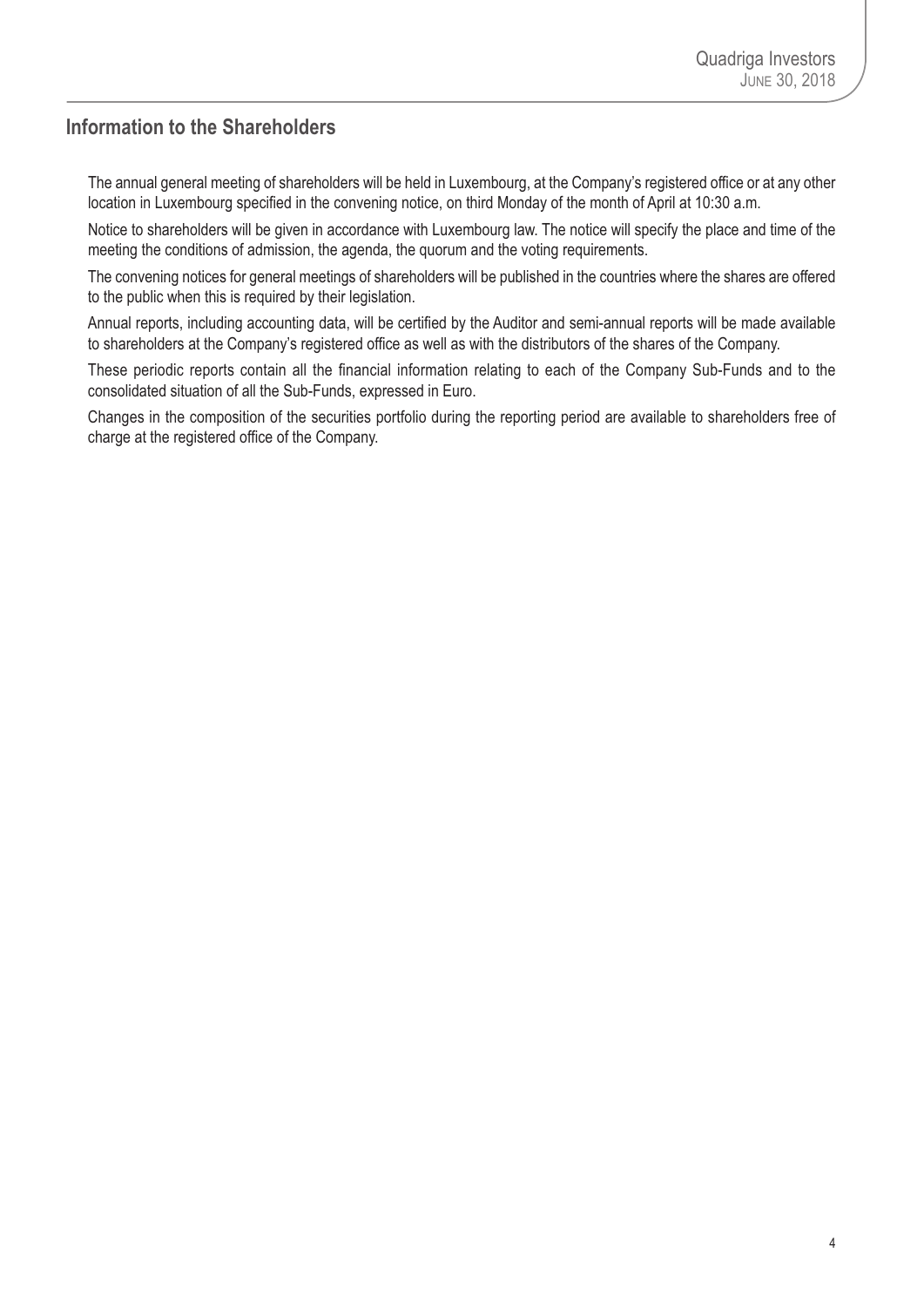## Information to the Shareholders

The annual general meeting of shareholders will be held in Luxembourg, at the Company's registered office or at any other location in Luxembourg specified in the convening notice, on third Monday of the month of April at 10:30 a.m.

Notice to shareholders will be given in accordance with Luxembourg law. The notice will specify the place and time of the meeting the conditions of admission, the agenda, the quorum and the voting requirements.

The convening notices for general meetings of shareholders will be published in the countries where the shares are offered to the public when this is required by their legislation.

Annual reports, including accounting data, will be certified by the Auditor and semi-annual reports will be made available to shareholders at the Company's registered office as well as with the distributors of the shares of the Company.

These periodic reports contain all the financial information relating to each of the Company Sub-Funds and to the consolidated situation of all the Sub-Funds, expressed in Euro.

Changes in the composition of the securities portfolio during the reporting period are available to shareholders free of charge at the registered office of the Company.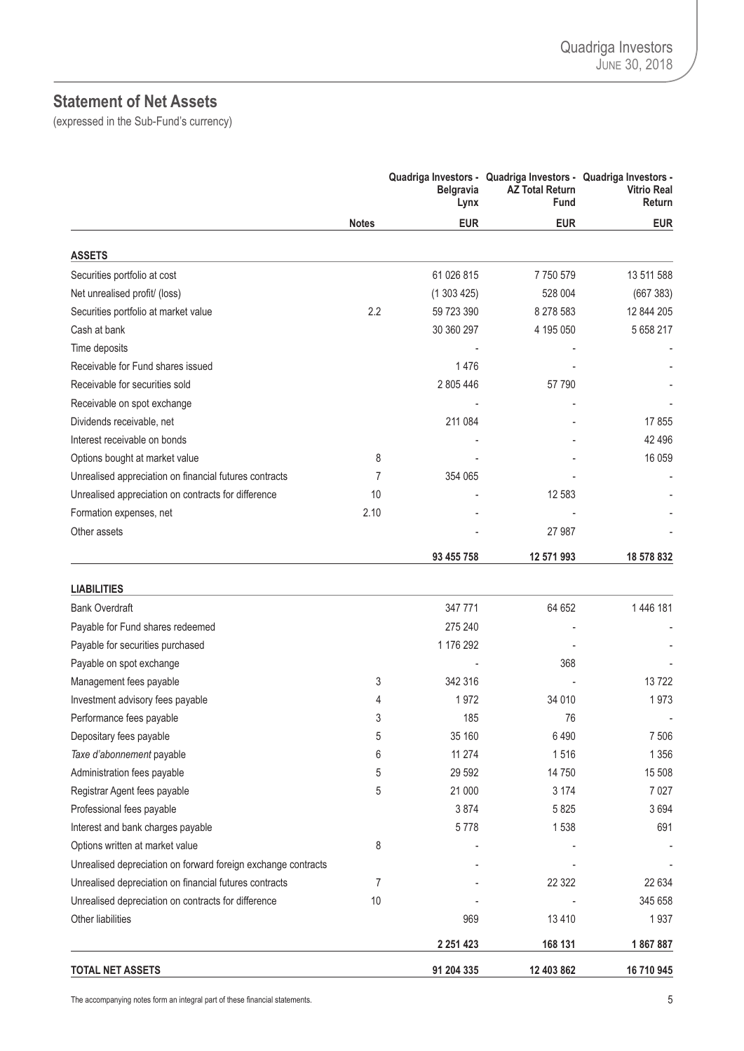## Statement of Net Assets

(expressed in the Sub-Fund's currency)

| | Notes | Quadriga Investors - Belgravia Lynx | Quadriga Investors - AZ Total Return Fund | Quadriga Investors - Vitrio Real Return |
|---|---|---|---|---|
| | | **EUR** | **EUR** | **EUR** |
| **ASSETS** | | | | |
| Securities portfolio at cost | | 61 026 815 | 7 750 579 | 13 511 588 |
| Net unrealised profit/ (loss) | | (1 303 425) | 528 004 | (667 383) |
| Securities portfolio at market value | 2.2 | 59 723 390 | 8 278 583 | 12 844 205 |
| Cash at bank | | 30 360 297 | 4 195 050 | 5 658 217 |
| Time deposits | | - | - | - |
| Receivable for Fund shares issued | | 1 476 | - | - |
| Receivable for securities sold | | 2 805 446 | 57 790 | - |
| Receivable on spot exchange | | - | - | - |
| Dividends receivable, net | | 211 084 | - | 17 855 |
| Interest receivable on bonds | | - | - | 42 496 |
| Options bought at market value | 8 | - | - | 16 059 |
| Unrealised appreciation on financial futures contracts | 7 | 354 065 | - | - |
| Unrealised appreciation on contracts for difference | 10 | - | 12 583 | - |
| Formation expenses, net | 2.10 | - | - | - |
| Other assets | | - | 27 987 | - |
| | | **93 455 758** | **12 571 993** | **18 578 832** |
| **LIABILITIES** | | | | |
| Bank Overdraft | | 347 771 | 64 652 | 1 446 181 |
| Payable for Fund shares redeemed | | 275 240 | - | - |
| Payable for securities purchased | | 1 176 292 | - | - |
| Payable on spot exchange | | - | 368 | - |
| Management fees payable | 3 | 342 316 | - | 13 722 |
| Investment advisory fees payable | 4 | 1 972 | 34 010 | 1 973 |
| Performance fees payable | 3 | 185 | 76 | - |
| Depositary fees payable | 5 | 35 160 | 6 490 | 7 506 |
| *Taxe d'abonnement* payable | 6 | 11 274 | 1 516 | 1 356 |
| Administration fees payable | 5 | 29 592 | 14 750 | 15 508 |
| Registrar Agent fees payable | 5 | 21 000 | 3 174 | 7 027 |
| Professional fees payable | | 3 874 | 5 825 | 3 694 |
| Interest and bank charges payable | | 5 778 | 1 538 | 691 |
| Options written at market value | 8 | - | - | - |
| Unrealised depreciation on forward foreign exchange contracts | | - | - | - |
| Unrealised depreciation on financial futures contracts | 7 | - | 22 322 | 22 634 |
| Unrealised depreciation on contracts for difference | 10 | - | - | 345 658 |
| Other liabilities | | 969 | 13 410 | 1 937 |
| | | **2 251 423** | **168 131** | **1 867 887** |
| **TOTAL NET ASSETS** | | **91 204 335** | **12 403 862** | **16 710 945** |

The accompanying notes form an integral part of these financial statements.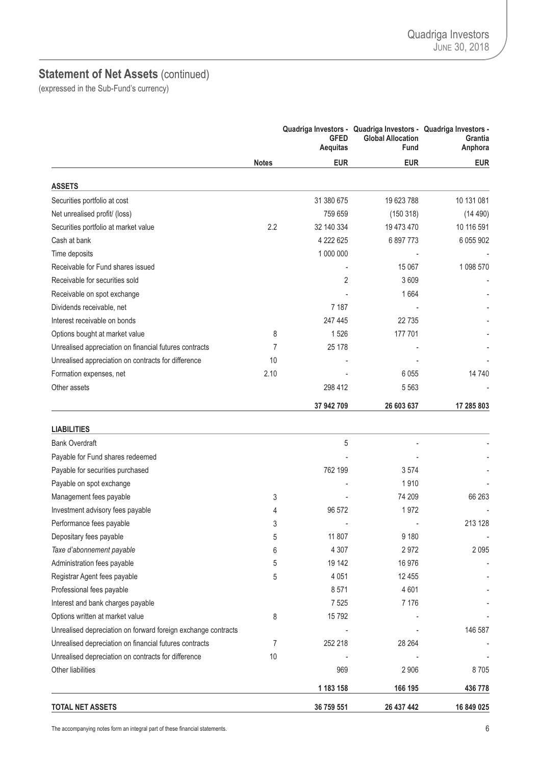## Statement of Net Assets (continued)

(expressed in the Sub-Fund's currency)

| | Notes | Quadriga Investors - GFED Aequitas | Quadriga Investors - Global Allocation Fund | Quadriga Investors - Grantia Anphora |
|---|---|---|---|---|
| | | **EUR** | **EUR** | **EUR** |
| **ASSETS** | | | | |
| Securities portfolio at cost | | 31 380 675 | 19 623 788 | 10 131 081 |
| Net unrealised profit/ (loss) | | 759 659 | (150 318) | (14 490) |
| Securities portfolio at market value | 2.2 | 32 140 334 | 19 473 470 | 10 116 591 |
| Cash at bank | | 4 222 625 | 6 897 773 | 6 055 902 |
| Time deposits | | 1 000 000 | - | - |
| Receivable for Fund shares issued | | - | 15 067 | 1 098 570 |
| Receivable for securities sold | | 2 | 3 609 | - |
| Receivable on spot exchange | | - | 1 664 | - |
| Dividends receivable, net | | 7 187 | - | - |
| Interest receivable on bonds | | 247 445 | 22 735 | - |
| Options bought at market value | 8 | 1 526 | 177 701 | - |
| Unrealised appreciation on financial futures contracts | 7 | 25 178 | - | - |
| Unrealised appreciation on contracts for difference | 10 | - | - | - |
| Formation expenses, net | 2.10 | - | 6 055 | 14 740 |
| Other assets | | 298 412 | 5 563 | - |
| | | **37 942 709** | **26 603 637** | **17 285 803** |
| **LIABILITIES** | | | | |
| Bank Overdraft | | 5 | - | - |
| Payable for Fund shares redeemed | | - | - | - |
| Payable for securities purchased | | 762 199 | 3 574 | - |
| Payable on spot exchange | | - | 1 910 | - |
| Management fees payable | 3 | - | 74 209 | 66 263 |
| Investment advisory fees payable | 4 | 96 572 | 1 972 | - |
| Performance fees payable | 3 | - | - | 213 128 |
| Depositary fees payable | 5 | 11 807 | 9 180 | - |
| *Taxe d'abonnement payable* | 6 | 4 307 | 2 972 | 2 095 |
| Administration fees payable | 5 | 19 142 | 16 976 | - |
| Registrar Agent fees payable | 5 | 4 051 | 12 455 | - |
| Professional fees payable | | 8 571 | 4 601 | - |
| Interest and bank charges payable | | 7 525 | 7 176 | - |
| Options written at market value | 8 | 15 792 | - | - |
| Unrealised depreciation on forward foreign exchange contracts | | - | - | 146 587 |
| Unrealised depreciation on financial futures contracts | 7 | 252 218 | 28 264 | - |
| Unrealised depreciation on contracts for difference | 10 | - | - | - |
| Other liabilities | | 969 | 2 906 | 8 705 |
| | | **1 183 158** | **166 195** | **436 778** |
| **TOTAL NET ASSETS** | | **36 759 551** | **26 437 442** | **16 849 025** |

The accompanying notes form an integral part of these financial statements.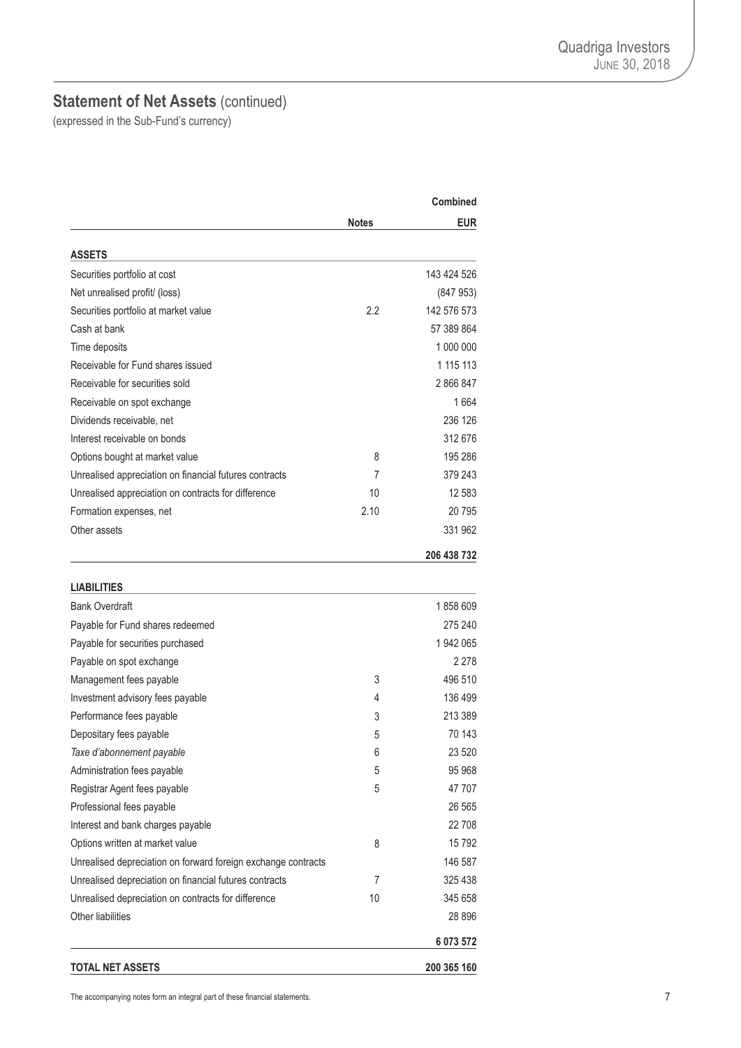## Statement of Net Assets (continued)

(expressed in the Sub-Fund's currency)

| | Notes | Combined EUR |
|---|---|---|
| **ASSETS** | | |
| Securities portfolio at cost | | 143 424 526 |
| Net unrealised profit/ (loss) | | (847 953) |
| Securities portfolio at market value | 2.2 | 142 576 573 |
| Cash at bank | | 57 389 864 |
| Time deposits | | 1 000 000 |
| Receivable for Fund shares issued | | 1 115 113 |
| Receivable for securities sold | | 2 866 847 |
| Receivable on spot exchange | | 1 664 |
| Dividends receivable, net | | 236 126 |
| Interest receivable on bonds | | 312 676 |
| Options bought at market value | 8 | 195 286 |
| Unrealised appreciation on financial futures contracts | 7 | 379 243 |
| Unrealised appreciation on contracts for difference | 10 | 12 583 |
| Formation expenses, net | 2.10 | 20 795 |
| Other assets | | 331 962 |
| | | **206 438 732** |
| **LIABILITIES** | | |
| Bank Overdraft | | 1 858 609 |
| Payable for Fund shares redeemed | | 275 240 |
| Payable for securities purchased | | 1 942 065 |
| Payable on spot exchange | | 2 278 |
| Management fees payable | 3 | 496 510 |
| Investment advisory fees payable | 4 | 136 499 |
| Performance fees payable | 3 | 213 389 |
| Depositary fees payable | 5 | 70 143 |
| *Taxe d'abonnement payable* | 6 | 23 520 |
| Administration fees payable | 5 | 95 968 |
| Registrar Agent fees payable | 5 | 47 707 |
| Professional fees payable | | 26 565 |
| Interest and bank charges payable | | 22 708 |
| Options written at market value | 8 | 15 792 |
| Unrealised depreciation on forward foreign exchange contracts | | 146 587 |
| Unrealised depreciation on financial futures contracts | 7 | 325 438 |
| Unrealised depreciation on contracts for difference | 10 | 345 658 |
| Other liabilities | | 28 896 |
| | | **6 073 572** |
| **TOTAL NET ASSETS** | | **200 365 160** |

The accompanying notes form an integral part of these financial statements.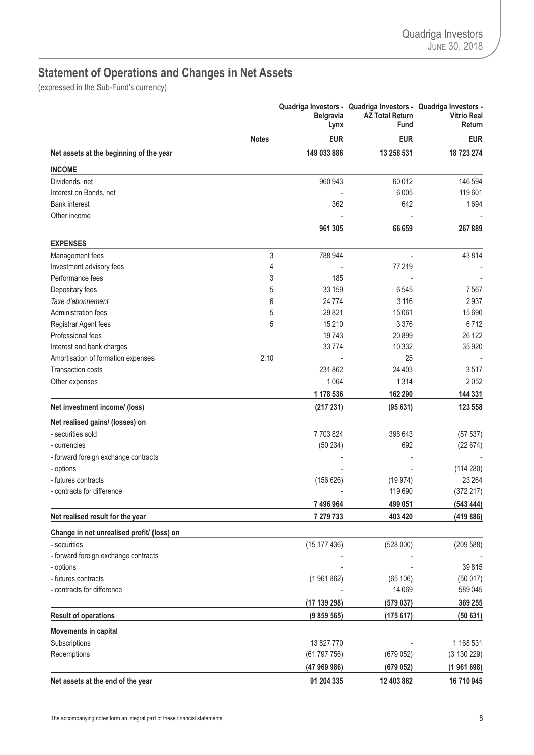## Statement of Operations and Changes in Net Assets

(expressed in the Sub-Fund's currency)

| | Notes | Quadriga Investors - Belgravia Lynx | Quadriga Investors - AZ Total Return Fund | Quadriga Investors - Vitrio Real Return |
|---|---|---|---|---|
| | | **EUR** | **EUR** | **EUR** |
| **Net assets at the beginning of the year** | | **149 033 886** | **13 258 531** | **18 723 274** |
| **INCOME** | | | | |
| Dividends, net | | 960 943 | 60 012 | 146 594 |
| Interest on Bonds, net | | - | 6 005 | 119 601 |
| Bank interest | | 362 | 642 | 1 694 |
| Other income | | - | - | - |
| | | **961 305** | **66 659** | **267 889** |
| **EXPENSES** | | | | |
| Management fees | 3 | 788 944 | - | 43 814 |
| Investment advisory fees | 4 | - | 77 219 | - |
| Performance fees | 3 | 185 | - | - |
| Depositary fees | 5 | 33 159 | 6 545 | 7 567 |
| *Taxe d'abonnement* | 6 | 24 774 | 3 116 | 2 937 |
| Administration fees | 5 | 29 821 | 15 061 | 15 690 |
| Registrar Agent fees | 5 | 15 210 | 3 376 | 6 712 |
| Professional fees | | 19 743 | 20 899 | 26 122 |
| Interest and bank charges | | 33 774 | 10 332 | 35 920 |
| Amortisation of formation expenses | 2.10 | - | 25 | - |
| Transaction costs | | 231 862 | 24 403 | 3 517 |
| Other expenses | | 1 064 | 1 314 | 2 052 |
| | | **1 178 536** | **162 290** | **144 331** |
| **Net investment income/ (loss)** | | **(217 231)** | **(95 631)** | **123 558** |
| **Net realised gains/ (losses) on** | | | | |
| - securities sold | | 7 703 824 | 398 643 | (57 537) |
| - currencies | | (50 234) | 692 | (22 674) |
| - forward foreign exchange contracts | | - | - | - |
| - options | | - | - | (114 280) |
| - futures contracts | | (156 626) | (19 974) | 23 264 |
| - contracts for difference | | - | 119 690 | (372 217) |
| | | **7 496 964** | **499 051** | **(543 444)** |
| **Net realised result for the year** | | **7 279 733** | **403 420** | **(419 886)** |
| **Change in net unrealised profit/ (loss) on** | | | | |
| - securities | | (15 177 436) | (528 000) | (209 588) |
| - forward foreign exchange contracts | | - | - | - |
| - options | | - | - | 39 815 |
| - futures contracts | | (1 961 862) | (65 106) | (50 017) |
| - contracts for difference | | - | 14 069 | 589 045 |
| | | **(17 139 298)** | **(579 037)** | **369 255** |
| **Result of operations** | | **(9 859 565)** | **(175 617)** | **(50 631)** |
| **Movements in capital** | | | | |
| Subscriptions | | 13 827 770 | - | 1 168 531 |
| Redemptions | | (61 797 756) | (679 052) | (3 130 229) |
| | | **(47 969 986)** | **(679 052)** | **(1 961 698)** |
| **Net assets at the end of the year** | | **91 204 335** | **12 403 862** | **16 710 945** |

The accompanying notes form an integral part of these financial statements.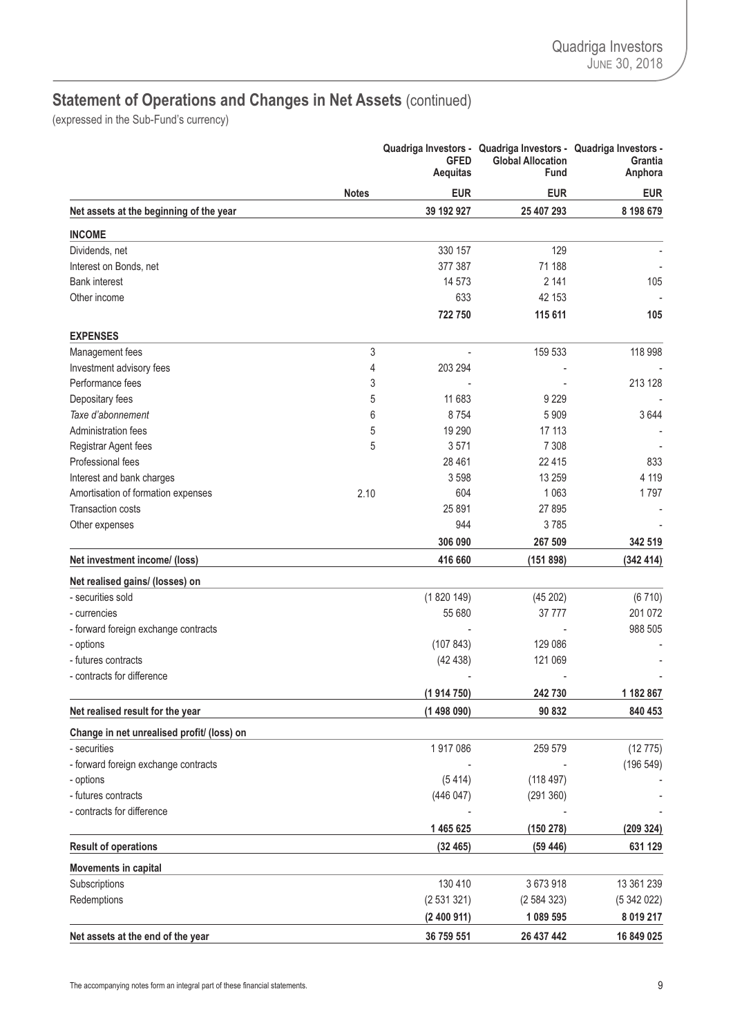## Statement of Operations and Changes in Net Assets (continued)

(expressed in the Sub-Fund's currency)

| | Notes | Quadriga Investors - GFED Aequitas | Quadriga Investors - Global Allocation Fund | Quadriga Investors - Grantia Anphora |
|---|---|---|---|---|
| | | EUR | EUR | EUR |
| **Net assets at the beginning of the year** | | **39 192 927** | **25 407 293** | **8 198 679** |
| **INCOME** | | | | |
| Dividends, net | | 330 157 | 129 | - |
| Interest on Bonds, net | | 377 387 | 71 188 | - |
| Bank interest | | 14 573 | 2 141 | 105 |
| Other income | | 633 | 42 153 | - |
| | | **722 750** | **115 611** | **105** |
| **EXPENSES** | | | | |
| Management fees | 3 | - | 159 533 | 118 998 |
| Investment advisory fees | 4 | 203 294 | - | - |
| Performance fees | 3 | - | - | 213 128 |
| Depositary fees | 5 | 11 683 | 9 229 | - |
| *Taxe d'abonnement* | 6 | 8 754 | 5 909 | 3 644 |
| Administration fees | 5 | 19 290 | 17 113 | - |
| Registrar Agent fees | 5 | 3 571 | 7 308 | - |
| Professional fees | | 28 461 | 22 415 | 833 |
| Interest and bank charges | | 3 598 | 13 259 | 4 119 |
| Amortisation of formation expenses | 2.10 | 604 | 1 063 | 1 797 |
| Transaction costs | | 25 891 | 27 895 | - |
| Other expenses | | 944 | 3 785 | - |
| | | **306 090** | **267 509** | **342 519** |
| **Net investment income/ (loss)** | | **416 660** | **(151 898)** | **(342 414)** |
| **Net realised gains/ (losses) on** | | | | |
| - securities sold | | (1 820 149) | (45 202) | (6 710) |
| - currencies | | 55 680 | 37 777 | 201 072 |
| - forward foreign exchange contracts | | - | - | 988 505 |
| - options | | (107 843) | 129 086 | - |
| - futures contracts | | (42 438) | 121 069 | - |
| - contracts for difference | | - | - | - |
| | | **(1 914 750)** | **242 730** | **1 182 867** |
| **Net realised result for the year** | | **(1 498 090)** | **90 832** | **840 453** |
| **Change in net unrealised profit/ (loss) on** | | | | |
| - securities | | 1 917 086 | 259 579 | (12 775) |
| - forward foreign exchange contracts | | - | - | (196 549) |
| - options | | (5 414) | (118 497) | - |
| - futures contracts | | (446 047) | (291 360) | - |
| - contracts for difference | | - | - | - |
| | | **1 465 625** | **(150 278)** | **(209 324)** |
| **Result of operations** | | **(32 465)** | **(59 446)** | **631 129** |
| **Movements in capital** | | | | |
| Subscriptions | | 130 410 | 3 673 918 | 13 361 239 |
| Redemptions | | (2 531 321) | (2 584 323) | (5 342 022) |
| | | **(2 400 911)** | **1 089 595** | **8 019 217** |
| **Net assets at the end of the year** | | **36 759 551** | **26 437 442** | **16 849 025** |

The accompanying notes form an integral part of these financial statements.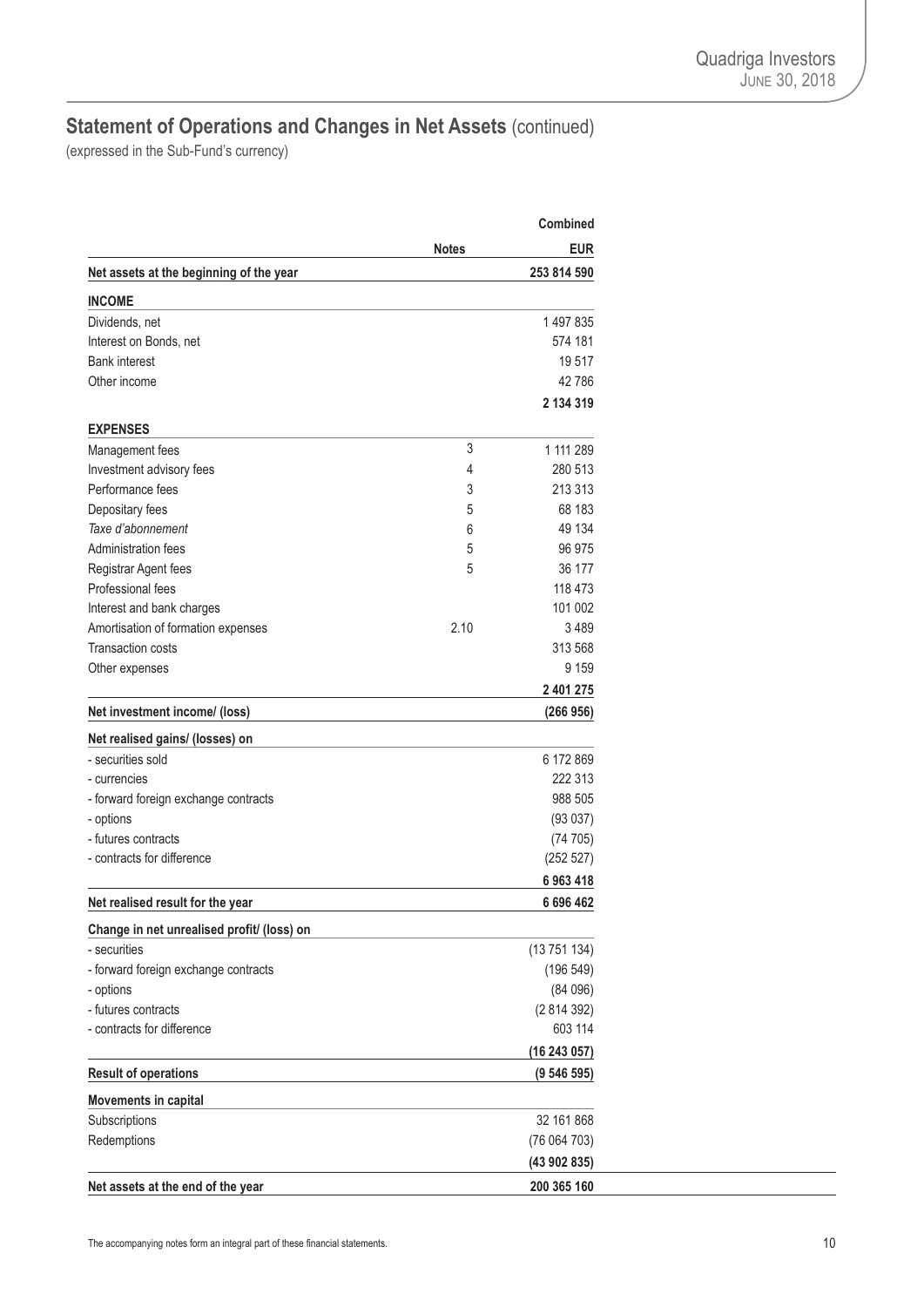## Statement of Operations and Changes in Net Assets (continued)

(expressed in the Sub-Fund's currency)

| | Notes | Combined EUR |
|---|---|---|
| **Net assets at the beginning of the year** | | **253 814 590** |
| **INCOME** | | |
| Dividends, net | | 1 497 835 |
| Interest on Bonds, net | | 574 181 |
| Bank interest | | 19 517 |
| Other income | | 42 786 |
| | | **2 134 319** |
| **EXPENSES** | | |
| Management fees | 3 | 1 111 289 |
| Investment advisory fees | 4 | 280 513 |
| Performance fees | 3 | 213 313 |
| Depositary fees | 5 | 68 183 |
| *Taxe d'abonnement* | 6 | 49 134 |
| Administration fees | 5 | 96 975 |
| Registrar Agent fees | 5 | 36 177 |
| Professional fees | | 118 473 |
| Interest and bank charges | | 101 002 |
| Amortisation of formation expenses | 2.10 | 3 489 |
| Transaction costs | | 313 568 |
| Other expenses | | 9 159 |
| | | **2 401 275** |
| **Net investment income/ (loss)** | | **(266 956)** |
| **Net realised gains/ (losses) on** | | |
| - securities sold | | 6 172 869 |
| - currencies | | 222 313 |
| - forward foreign exchange contracts | | 988 505 |
| - options | | (93 037) |
| - futures contracts | | (74 705) |
| - contracts for difference | | (252 527) |
| | | **6 963 418** |
| **Net realised result for the year** | | **6 696 462** |
| **Change in net unrealised profit/ (loss) on** | | |
| - securities | | (13 751 134) |
| - forward foreign exchange contracts | | (196 549) |
| - options | | (84 096) |
| - futures contracts | | (2 814 392) |
| - contracts for difference | | 603 114 |
| | | **(16 243 057)** |
| **Result of operations** | | **(9 546 595)** |
| **Movements in capital** | | |
| Subscriptions | | 32 161 868 |
| Redemptions | | (76 064 703) |
| | | **(43 902 835)** |
| **Net assets at the end of the year** | | **200 365 160** |

The accompanying notes form an integral part of these financial statements.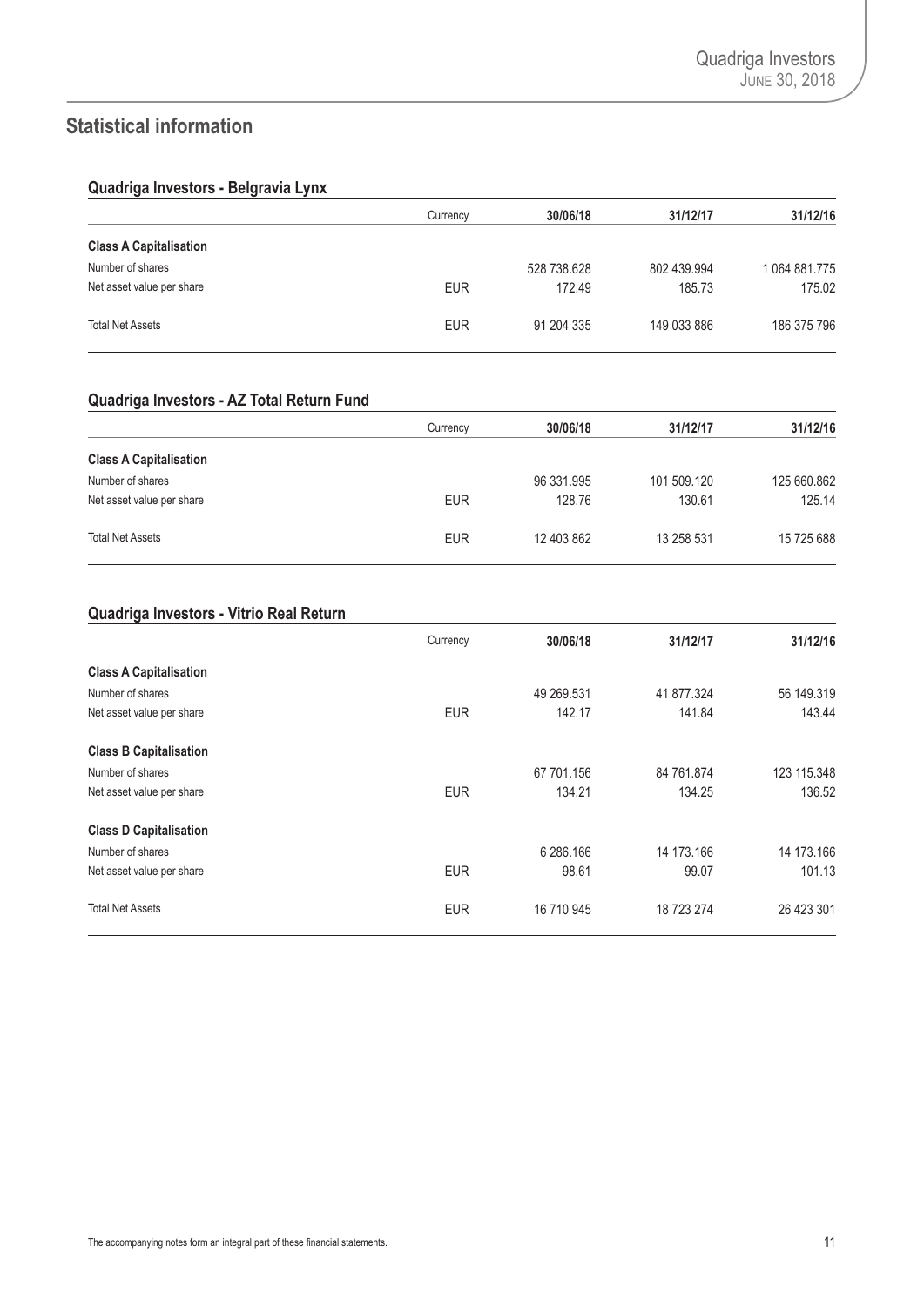# Statistical information

## Quadriga Investors - Belgravia Lynx

| | Currency | 30/06/18 | 31/12/17 | 31/12/16 |
|---|---|---|---|---|
| **Class A Capitalisation** | | | | |
| Number of shares | | 528 738.628 | 802 439.994 | 1 064 881.775 |
| Net asset value per share | EUR | 172.49 | 185.73 | 175.02 |
| Total Net Assets | EUR | 91 204 335 | 149 033 886 | 186 375 796 |

## Quadriga Investors - AZ Total Return Fund

| | Currency | 30/06/18 | 31/12/17 | 31/12/16 |
|---|---|---|---|---|
| **Class A Capitalisation** | | | | |
| Number of shares | | 96 331.995 | 101 509.120 | 125 660.862 |
| Net asset value per share | EUR | 128.76 | 130.61 | 125.14 |
| Total Net Assets | EUR | 12 403 862 | 13 258 531 | 15 725 688 |

## Quadriga Investors - Vitrio Real Return

| | Currency | 30/06/18 | 31/12/17 | 31/12/16 |
|---|---|---|---|---|
| **Class A Capitalisation** | | | | |
| Number of shares | | 49 269.531 | 41 877.324 | 56 149.319 |
| Net asset value per share | EUR | 142.17 | 141.84 | 143.44 |
| **Class B Capitalisation** | | | | |
| Number of shares | | 67 701.156 | 84 761.874 | 123 115.348 |
| Net asset value per share | EUR | 134.21 | 134.25 | 136.52 |
| **Class D Capitalisation** | | | | |
| Number of shares | | 6 286.166 | 14 173.166 | 14 173.166 |
| Net asset value per share | EUR | 98.61 | 99.07 | 101.13 |
| Total Net Assets | EUR | 16 710 945 | 18 723 274 | 26 423 301 |

The accompanying notes form an integral part of these financial statements.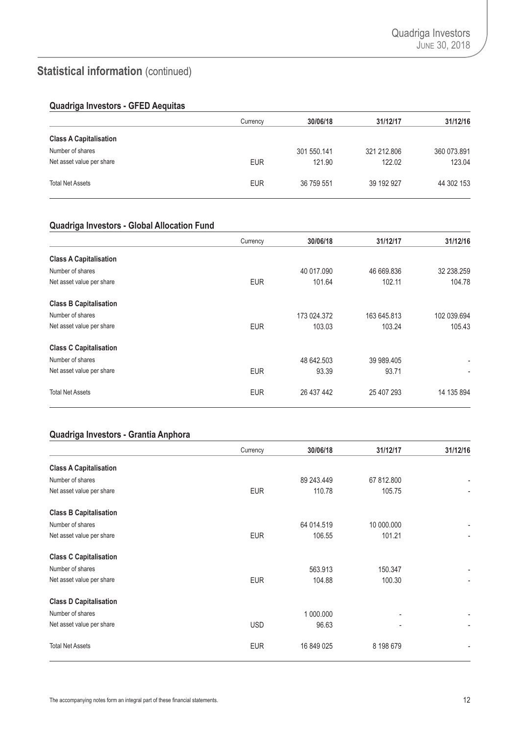## Statistical information (continued)

### Quadriga Investors - GFED Aequitas

| | Currency | 30/06/18 | 31/12/17 | 31/12/16 |
|---|---|---|---|---|
| **Class A Capitalisation** | | | | |
| Number of shares | | 301 550.141 | 321 212.806 | 360 073.891 |
| Net asset value per share | EUR | 121.90 | 122.02 | 123.04 |
| Total Net Assets | EUR | 36 759 551 | 39 192 927 | 44 302 153 |

### Quadriga Investors - Global Allocation Fund

| | Currency | 30/06/18 | 31/12/17 | 31/12/16 |
|---|---|---|---|---|
| **Class A Capitalisation** | | | | |
| Number of shares | | 40 017.090 | 46 669.836 | 32 238.259 |
| Net asset value per share | EUR | 101.64 | 102.11 | 104.78 |
| **Class B Capitalisation** | | | | |
| Number of shares | | 173 024.372 | 163 645.813 | 102 039.694 |
| Net asset value per share | EUR | 103.03 | 103.24 | 105.43 |
| **Class C Capitalisation** | | | | |
| Number of shares | | 48 642.503 | 39 989.405 | - |
| Net asset value per share | EUR | 93.39 | 93.71 | - |
| Total Net Assets | EUR | 26 437 442 | 25 407 293 | 14 135 894 |

### Quadriga Investors - Grantia Anphora

| | Currency | 30/06/18 | 31/12/17 | 31/12/16 |
|---|---|---|---|---|
| **Class A Capitalisation** | | | | |
| Number of shares | | 89 243.449 | 67 812.800 | - |
| Net asset value per share | EUR | 110.78 | 105.75 | - |
| **Class B Capitalisation** | | | | |
| Number of shares | | 64 014.519 | 10 000.000 | - |
| Net asset value per share | EUR | 106.55 | 101.21 | - |
| **Class C Capitalisation** | | | | |
| Number of shares | | 563.913 | 150.347 | - |
| Net asset value per share | EUR | 104.88 | 100.30 | - |
| **Class D Capitalisation** | | | | |
| Number of shares | | 1 000.000 | - | - |
| Net asset value per share | USD | 96.63 | - | - |
| Total Net Assets | EUR | 16 849 025 | 8 198 679 | - |

The accompanying notes form an integral part of these financial statements.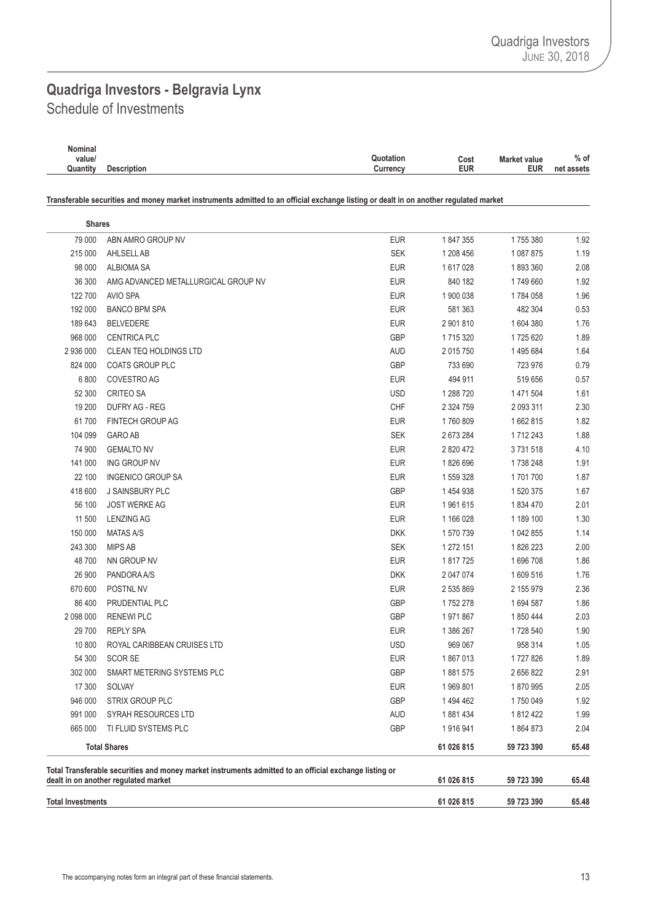# Quadriga Investors - Belgravia Lynx

## Schedule of Investments

| Nominal value/ Quantity | Description | Quotation Currency | Cost EUR | Market value EUR | % of net assets |
|---|---|---|---|---|---|
| **Transferable securities and money market instruments admitted to an official exchange listing or dealt in on another regulated market** | | | | | |
| **Shares** | | | | | |
| 79 000 | ABN AMRO GROUP NV | EUR | 1 847 355 | 1 755 380 | 1.92 |
| 215 000 | AHLSELL AB | SEK | 1 208 456 | 1 087 875 | 1.19 |
| 98 000 | ALBIOMA SA | EUR | 1 617 028 | 1 893 360 | 2.08 |
| 36 300 | AMG ADVANCED METALLURGICAL GROUP NV | EUR | 840 182 | 1 749 660 | 1.92 |
| 122 700 | AVIO SPA | EUR | 1 900 038 | 1 784 058 | 1.96 |
| 192 000 | BANCO BPM SPA | EUR | 581 363 | 482 304 | 0.53 |
| 189 643 | BELVEDERE | EUR | 2 901 810 | 1 604 380 | 1.76 |
| 968 000 | CENTRICA PLC | GBP | 1 715 320 | 1 725 620 | 1.89 |
| 2 936 000 | CLEAN TEQ HOLDINGS LTD | AUD | 2 015 750 | 1 495 684 | 1.64 |
| 824 000 | COATS GROUP PLC | GBP | 733 690 | 723 976 | 0.79 |
| 6 800 | COVESTRO AG | EUR | 494 911 | 519 656 | 0.57 |
| 52 300 | CRITEO SA | USD | 1 288 720 | 1 471 504 | 1.61 |
| 19 200 | DUFRY AG - REG | CHF | 2 324 759 | 2 093 311 | 2.30 |
| 61 700 | FINTECH GROUP AG | EUR | 1 760 809 | 1 662 815 | 1.82 |
| 104 099 | GARO AB | SEK | 2 673 284 | 1 712 243 | 1.88 |
| 74 900 | GEMALTO NV | EUR | 2 820 472 | 3 731 518 | 4.10 |
| 141 000 | ING GROUP NV | EUR | 1 826 696 | 1 738 248 | 1.91 |
| 22 100 | INGENICO GROUP SA | EUR | 1 559 328 | 1 701 700 | 1.87 |
| 418 600 | J SAINSBURY PLC | GBP | 1 454 938 | 1 520 375 | 1.67 |
| 56 100 | JOST WERKE AG | EUR | 1 961 615 | 1 834 470 | 2.01 |
| 11 500 | LENZING AG | EUR | 1 166 028 | 1 189 100 | 1.30 |
| 150 000 | MATAS A/S | DKK | 1 570 739 | 1 042 855 | 1.14 |
| 243 300 | MIPS AB | SEK | 1 272 151 | 1 826 223 | 2.00 |
| 48 700 | NN GROUP NV | EUR | 1 817 725 | 1 696 708 | 1.86 |
| 26 900 | PANDORA A/S | DKK | 2 047 074 | 1 609 516 | 1.76 |
| 670 600 | POSTNL NV | EUR | 2 535 869 | 2 155 979 | 2.36 |
| 86 400 | PRUDENTIAL PLC | GBP | 1 752 278 | 1 694 587 | 1.86 |
| 2 098 000 | RENEWI PLC | GBP | 1 971 867 | 1 850 444 | 2.03 |
| 29 700 | REPLY SPA | EUR | 1 386 267 | 1 728 540 | 1.90 |
| 10 800 | ROYAL CARIBBEAN CRUISES LTD | USD | 969 067 | 958 314 | 1.05 |
| 54 300 | SCOR SE | EUR | 1 867 013 | 1 727 826 | 1.89 |
| 302 000 | SMART METERING SYSTEMS PLC | GBP | 1 881 575 | 2 656 822 | 2.91 |
| 17 300 | SOLVAY | EUR | 1 969 801 | 1 870 995 | 2.05 |
| 946 000 | STRIX GROUP PLC | GBP | 1 494 462 | 1 750 049 | 1.92 |
| 991 000 | SYRAH RESOURCES LTD | AUD | 1 881 434 | 1 812 422 | 1.99 |
| 665 000 | TI FLUID SYSTEMS PLC | GBP | 1 916 941 | 1 864 873 | 2.04 |
| | **Total Shares** | | **61 026 815** | **59 723 390** | **65.48** |
| **Total Transferable securities and money market instruments admitted to an official exchange listing or dealt in on another regulated market** | | | **61 026 815** | **59 723 390** | **65.48** |
| **Total Investments** | | | **61 026 815** | **59 723 390** | **65.48** |

The accompanying notes form an integral part of these financial statements.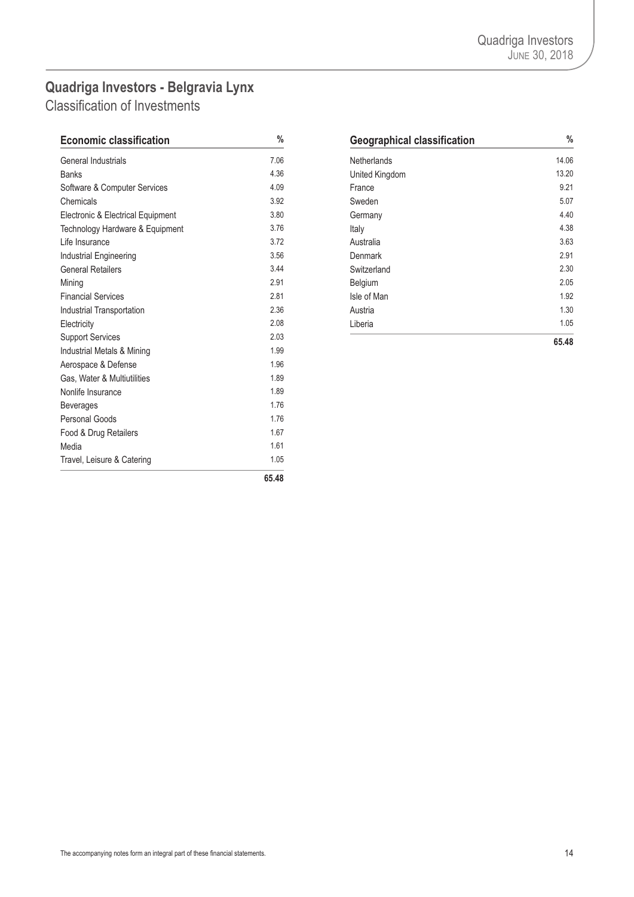## Quadriga Investors - Belgravia Lynx

Classification of Investments

| Economic classification | % |
|---|---|
| General Industrials | 7.06 |
| Banks | 4.36 |
| Software & Computer Services | 4.09 |
| Chemicals | 3.92 |
| Electronic & Electrical Equipment | 3.80 |
| Technology Hardware & Equipment | 3.76 |
| Life Insurance | 3.72 |
| Industrial Engineering | 3.56 |
| General Retailers | 3.44 |
| Mining | 2.91 |
| Financial Services | 2.81 |
| Industrial Transportation | 2.36 |
| Electricity | 2.08 |
| Support Services | 2.03 |
| Industrial Metals & Mining | 1.99 |
| Aerospace & Defense | 1.96 |
| Gas, Water & Multiutilities | 1.89 |
| Nonlife Insurance | 1.89 |
| Beverages | 1.76 |
| Personal Goods | 1.76 |
| Food & Drug Retailers | 1.67 |
| Media | 1.61 |
| Travel, Leisure & Catering | 1.05 |
| | **65.48** |

| Geographical classification | % |
|---|---|
| Netherlands | 14.06 |
| United Kingdom | 13.20 |
| France | 9.21 |
| Sweden | 5.07 |
| Germany | 4.40 |
| Italy | 4.38 |
| Australia | 3.63 |
| Denmark | 2.91 |
| Switzerland | 2.30 |
| Belgium | 2.05 |
| Isle of Man | 1.92 |
| Austria | 1.30 |
| Liberia | 1.05 |
| | **65.48** |

The accompanying notes form an integral part of these financial statements.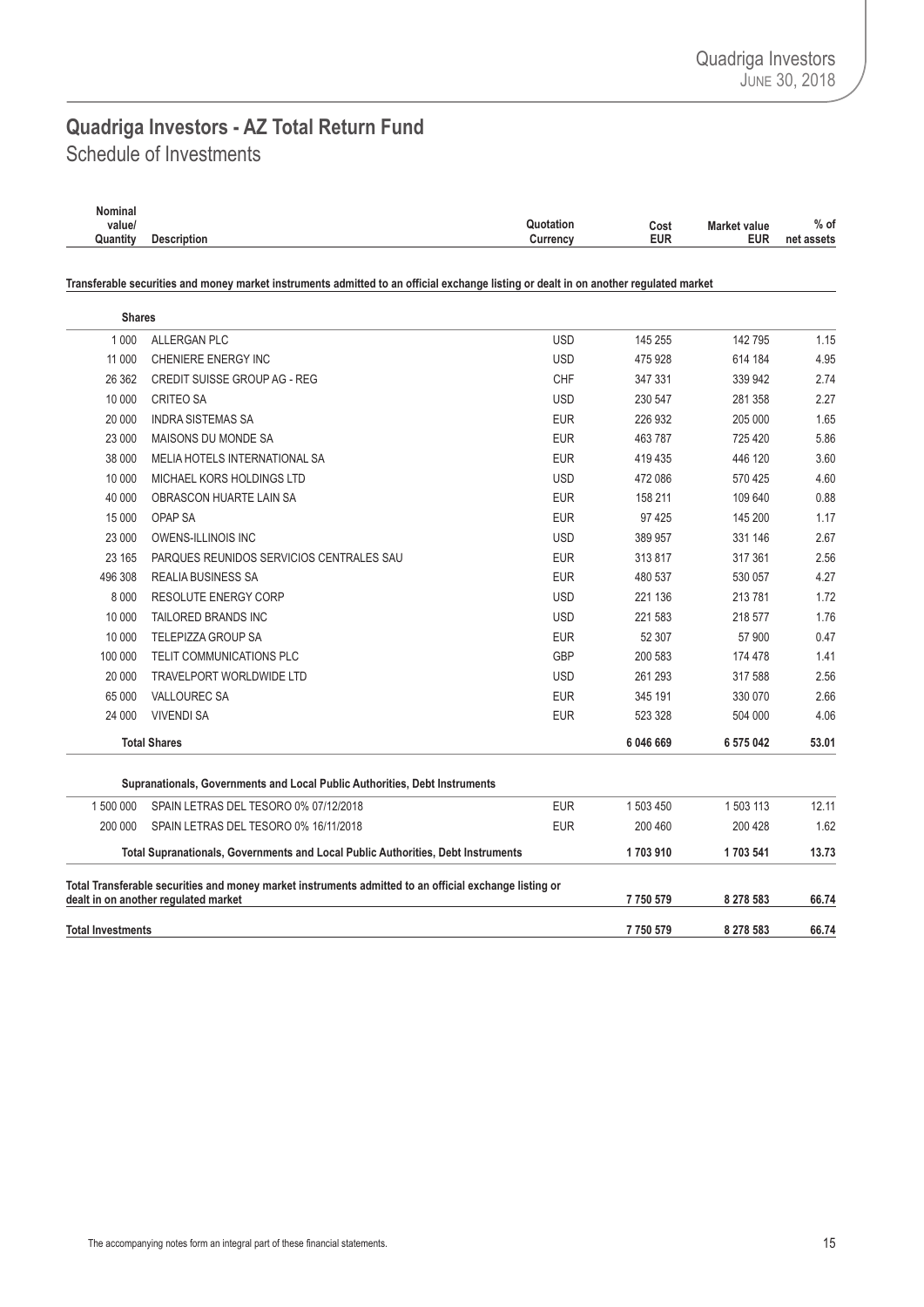# Quadriga Investors - AZ Total Return Fund

## Schedule of Investments

| Nominal value/ Quantity | Description | Quotation Currency | Cost EUR | Market value EUR | % of net assets |
|---|---|---|---|---|---|
| | **Transferable securities and money market instruments admitted to an official exchange listing or dealt in on another regulated market** | | | | |
| | **Shares** | | | | |
| 1 000 | ALLERGAN PLC | USD | 145 255 | 142 795 | 1.15 |
| 11 000 | CHENIERE ENERGY INC | USD | 475 928 | 614 184 | 4.95 |
| 26 362 | CREDIT SUISSE GROUP AG - REG | CHF | 347 331 | 339 942 | 2.74 |
| 10 000 | CRITEO SA | USD | 230 547 | 281 358 | 2.27 |
| 20 000 | INDRA SISTEMAS SA | EUR | 226 932 | 205 000 | 1.65 |
| 23 000 | MAISONS DU MONDE SA | EUR | 463 787 | 725 420 | 5.86 |
| 38 000 | MELIA HOTELS INTERNATIONAL SA | EUR | 419 435 | 446 120 | 3.60 |
| 10 000 | MICHAEL KORS HOLDINGS LTD | USD | 472 086 | 570 425 | 4.60 |
| 40 000 | OBRASCON HUARTE LAIN SA | EUR | 158 211 | 109 640 | 0.88 |
| 15 000 | OPAP SA | EUR | 97 425 | 145 200 | 1.17 |
| 23 000 | OWENS-ILLINOIS INC | USD | 389 957 | 331 146 | 2.67 |
| 23 165 | PARQUES REUNIDOS SERVICIOS CENTRALES SAU | EUR | 313 817 | 317 361 | 2.56 |
| 496 308 | REALIA BUSINESS SA | EUR | 480 537 | 530 057 | 4.27 |
| 8 000 | RESOLUTE ENERGY CORP | USD | 221 136 | 213 781 | 1.72 |
| 10 000 | TAILORED BRANDS INC | USD | 221 583 | 218 577 | 1.76 |
| 10 000 | TELEPIZZA GROUP SA | EUR | 52 307 | 57 900 | 0.47 |
| 100 000 | TELIT COMMUNICATIONS PLC | GBP | 200 583 | 174 478 | 1.41 |
| 20 000 | TRAVELPORT WORLDWIDE LTD | USD | 261 293 | 317 588 | 2.56 |
| 65 000 | VALLOUREC SA | EUR | 345 191 | 330 070 | 2.66 |
| 24 000 | VIVENDI SA | EUR | 523 328 | 504 000 | 4.06 |
| | **Total Shares** | | **6 046 669** | **6 575 042** | **53.01** |
| | **Supranationals, Governments and Local Public Authorities, Debt Instruments** | | | | |
| 1 500 000 | SPAIN LETRAS DEL TESORO 0% 07/12/2018 | EUR | 1 503 450 | 1 503 113 | 12.11 |
| 200 000 | SPAIN LETRAS DEL TESORO 0% 16/11/2018 | EUR | 200 460 | 200 428 | 1.62 |
| | **Total Supranationals, Governments and Local Public Authorities, Debt Instruments** | | **1 703 910** | **1 703 541** | **13.73** |
| | **Total Transferable securities and money market instruments admitted to an official exchange listing or dealt in on another regulated market** | | **7 750 579** | **8 278 583** | **66.74** |
| | **Total Investments** | | **7 750 579** | **8 278 583** | **66.74** |

The accompanying notes form an integral part of these financial statements.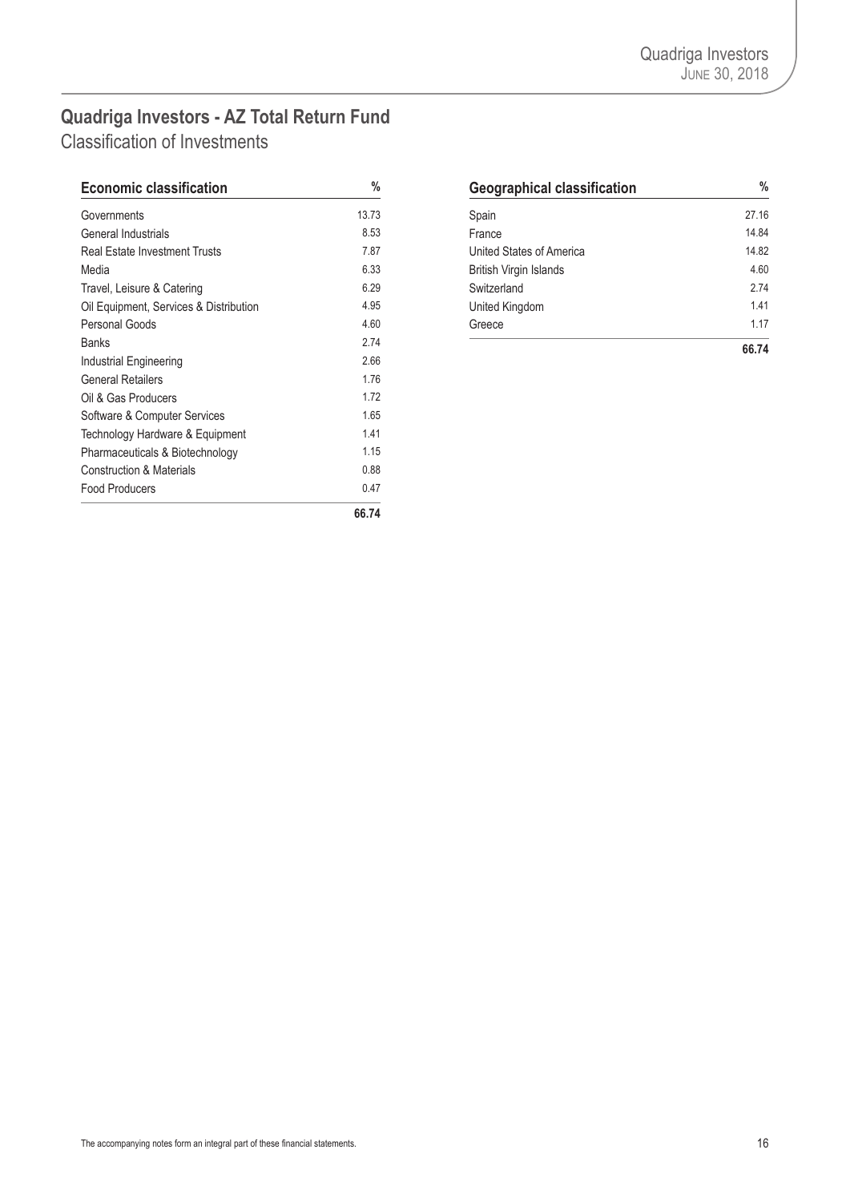## Quadriga Investors - AZ Total Return Fund

Classification of Investments

| Economic classification | % |
|---|---|
| Governments | 13.73 |
| General Industrials | 8.53 |
| Real Estate Investment Trusts | 7.87 |
| Media | 6.33 |
| Travel, Leisure & Catering | 6.29 |
| Oil Equipment, Services & Distribution | 4.95 |
| Personal Goods | 4.60 |
| Banks | 2.74 |
| Industrial Engineering | 2.66 |
| General Retailers | 1.76 |
| Oil & Gas Producers | 1.72 |
| Software & Computer Services | 1.65 |
| Technology Hardware & Equipment | 1.41 |
| Pharmaceuticals & Biotechnology | 1.15 |
| Construction & Materials | 0.88 |
| Food Producers | 0.47 |
| | **66.74** |

| Geographical classification | % |
|---|---|
| Spain | 27.16 |
| France | 14.84 |
| United States of America | 14.82 |
| British Virgin Islands | 4.60 |
| Switzerland | 2.74 |
| United Kingdom | 1.41 |
| Greece | 1.17 |
| | **66.74** |

The accompanying notes form an integral part of these financial statements.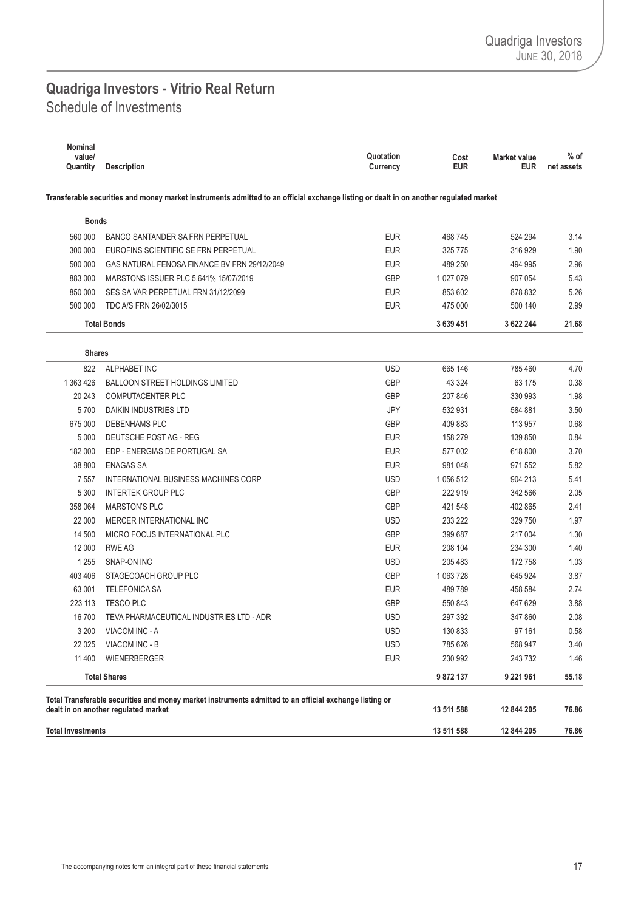# Quadriga Investors - Vitrio Real Return

## Schedule of Investments

| Nominal value/ Quantity | Description | Quotation Currency | Cost EUR | Market value EUR | % of net assets |
|---|---|---|---|---|---|
| **Transferable securities and money market instruments admitted to an official exchange listing or dealt in on another regulated market** | | | | | |
| **Bonds** | | | | | |
| 560 000 | BANCO SANTANDER SA FRN PERPETUAL | EUR | 468 745 | 524 294 | 3.14 |
| 300 000 | EUROFINS SCIENTIFIC SE FRN PERPETUAL | EUR | 325 775 | 316 929 | 1.90 |
| 500 000 | GAS NATURAL FENOSA FINANCE BV FRN 29/12/2049 | EUR | 489 250 | 494 995 | 2.96 |
| 883 000 | MARSTONS ISSUER PLC 5.641% 15/07/2019 | GBP | 1 027 079 | 907 054 | 5.43 |
| 850 000 | SES SA VAR PERPETUAL FRN 31/12/2099 | EUR | 853 602 | 878 832 | 5.26 |
| 500 000 | TDC A/S FRN 26/02/3015 | EUR | 475 000 | 500 140 | 2.99 |
| | **Total Bonds** | | **3 639 451** | **3 622 244** | **21.68** |
| **Shares** | | | | | |
| 822 | ALPHABET INC | USD | 665 146 | 785 460 | 4.70 |
| 1 363 426 | BALLOON STREET HOLDINGS LIMITED | GBP | 43 324 | 63 175 | 0.38 |
| 20 243 | COMPUTACENTER PLC | GBP | 207 846 | 330 993 | 1.98 |
| 5 700 | DAIKIN INDUSTRIES LTD | JPY | 532 931 | 584 881 | 3.50 |
| 675 000 | DEBENHAMS PLC | GBP | 409 883 | 113 957 | 0.68 |
| 5 000 | DEUTSCHE POST AG - REG | EUR | 158 279 | 139 850 | 0.84 |
| 182 000 | EDP - ENERGIAS DE PORTUGAL SA | EUR | 577 002 | 618 800 | 3.70 |
| 38 800 | ENAGAS SA | EUR | 981 048 | 971 552 | 5.82 |
| 7 557 | INTERNATIONAL BUSINESS MACHINES CORP | USD | 1 056 512 | 904 213 | 5.41 |
| 5 300 | INTERTEK GROUP PLC | GBP | 222 919 | 342 566 | 2.05 |
| 358 064 | MARSTON'S PLC | GBP | 421 548 | 402 865 | 2.41 |
| 22 000 | MERCER INTERNATIONAL INC | USD | 233 222 | 329 750 | 1.97 |
| 14 500 | MICRO FOCUS INTERNATIONAL PLC | GBP | 399 687 | 217 004 | 1.30 |
| 12 000 | RWE AG | EUR | 208 104 | 234 300 | 1.40 |
| 1 255 | SNAP-ON INC | USD | 205 483 | 172 758 | 1.03 |
| 403 406 | STAGECOACH GROUP PLC | GBP | 1 063 728 | 645 924 | 3.87 |
| 63 001 | TELEFONICA SA | EUR | 489 789 | 458 584 | 2.74 |
| 223 113 | TESCO PLC | GBP | 550 843 | 647 629 | 3.88 |
| 16 700 | TEVA PHARMACEUTICAL INDUSTRIES LTD - ADR | USD | 297 392 | 347 860 | 2.08 |
| 3 200 | VIACOM INC - A | USD | 130 833 | 97 161 | 0.58 |
| 22 025 | VIACOM INC - B | USD | 785 626 | 568 947 | 3.40 |
| 11 400 | WIENERBERGER | EUR | 230 992 | 243 732 | 1.46 |
| | **Total Shares** | | **9 872 137** | **9 221 961** | **55.18** |
| **Total Transferable securities and money market instruments admitted to an official exchange listing or dealt in on another regulated market** | | | **13 511 588** | **12 844 205** | **76.86** |
| **Total Investments** | | | **13 511 588** | **12 844 205** | **76.86** |

The accompanying notes form an integral part of these financial statements.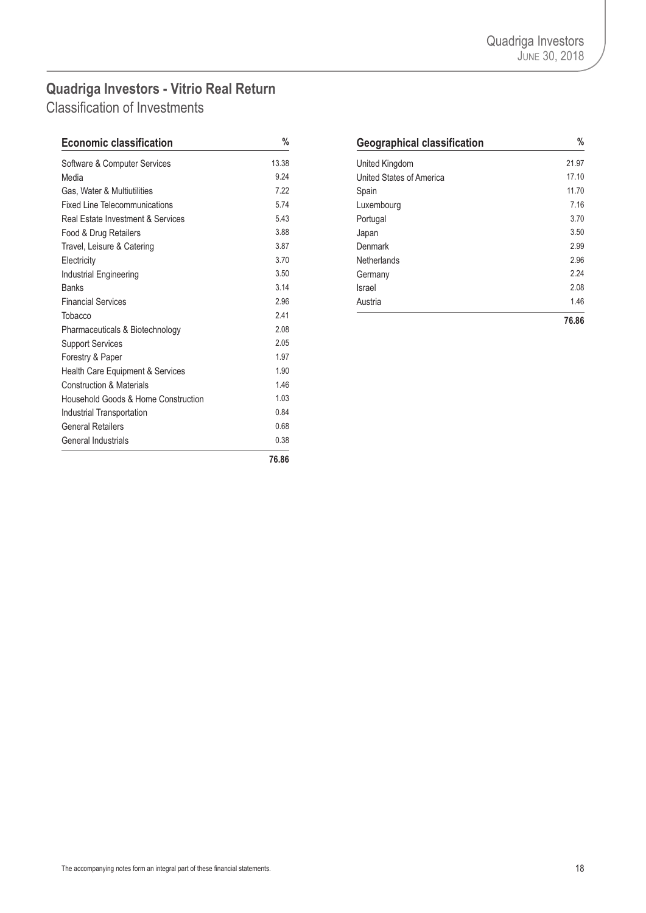## Quadriga Investors - Vitrio Real Return

### Classification of Investments

| Economic classification | % |
|---|---|
| Software & Computer Services | 13.38 |
| Media | 9.24 |
| Gas, Water & Multiutilities | 7.22 |
| Fixed Line Telecommunications | 5.74 |
| Real Estate Investment & Services | 5.43 |
| Food & Drug Retailers | 3.88 |
| Travel, Leisure & Catering | 3.87 |
| Electricity | 3.70 |
| Industrial Engineering | 3.50 |
| Banks | 3.14 |
| Financial Services | 2.96 |
| Tobacco | 2.41 |
| Pharmaceuticals & Biotechnology | 2.08 |
| Support Services | 2.05 |
| Forestry & Paper | 1.97 |
| Health Care Equipment & Services | 1.90 |
| Construction & Materials | 1.46 |
| Household Goods & Home Construction | 1.03 |
| Industrial Transportation | 0.84 |
| General Retailers | 0.68 |
| General Industrials | 0.38 |
| | **76.86** |

| Geographical classification | % |
|---|---|
| United Kingdom | 21.97 |
| United States of America | 17.10 |
| Spain | 11.70 |
| Luxembourg | 7.16 |
| Portugal | 3.70 |
| Japan | 3.50 |
| Denmark | 2.99 |
| Netherlands | 2.96 |
| Germany | 2.24 |
| Israel | 2.08 |
| Austria | 1.46 |
| | **76.86** |

The accompanying notes form an integral part of these financial statements.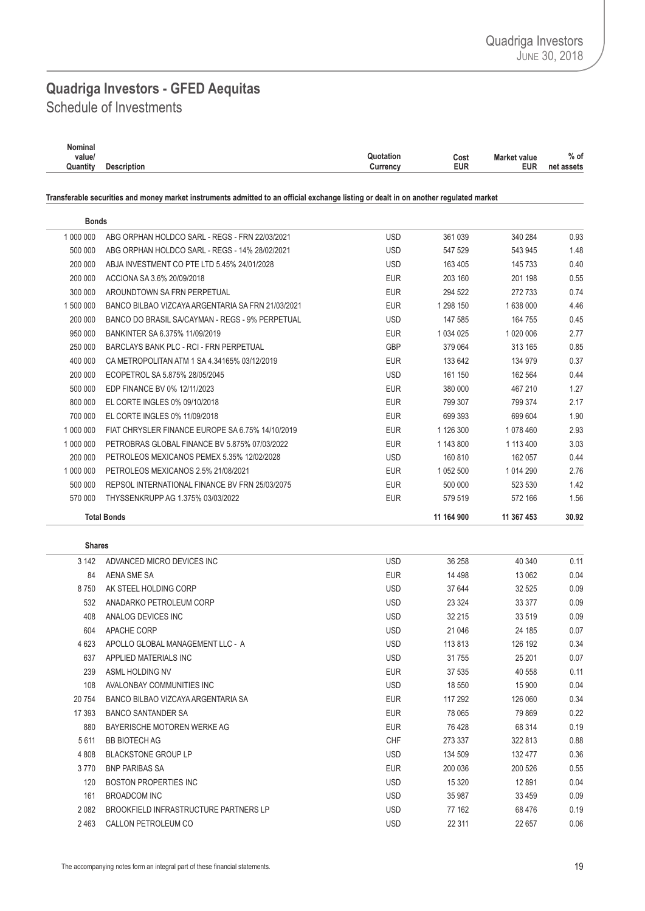# Quadriga Investors - GFED Aequitas

## Schedule of Investments

| Nominal value/ Quantity | Description | Quotation Currency | Cost EUR | Market value EUR | % of net assets |
|---|---|---|---|---|---|
| **Transferable securities and money market instruments admitted to an official exchange listing or dealt in on another regulated market** | | | | | |
| **Bonds** | | | | | |
| 1 000 000 | ABG ORPHAN HOLDCO SARL - REGS - FRN 22/03/2021 | USD | 361 039 | 340 284 | 0.93 |
| 500 000 | ABG ORPHAN HOLDCO SARL - REGS - 14% 28/02/2021 | USD | 547 529 | 543 945 | 1.48 |
| 200 000 | ABJA INVESTMENT CO PTE LTD 5.45% 24/01/2028 | USD | 163 405 | 145 733 | 0.40 |
| 200 000 | ACCIONA SA 3.6% 20/09/2018 | EUR | 203 160 | 201 198 | 0.55 |
| 300 000 | AROUNDTOWN SA FRN PERPETUAL | EUR | 294 522 | 272 733 | 0.74 |
| 1 500 000 | BANCO BILBAO VIZCAYA ARGENTARIA SA FRN 21/03/2021 | EUR | 1 298 150 | 1 638 000 | 4.46 |
| 200 000 | BANCO DO BRASIL SA/CAYMAN - REGS - 9% PERPETUAL | USD | 147 585 | 164 755 | 0.45 |
| 950 000 | BANKINTER SA 6.375% 11/09/2019 | EUR | 1 034 025 | 1 020 006 | 2.77 |
| 250 000 | BARCLAYS BANK PLC - RCI - FRN PERPETUAL | GBP | 379 064 | 313 165 | 0.85 |
| 400 000 | CA METROPOLITAN ATM 1 SA 4.34165% 03/12/2019 | EUR | 133 642 | 134 979 | 0.37 |
| 200 000 | ECOPETROL SA 5.875% 28/05/2045 | USD | 161 150 | 162 564 | 0.44 |
| 500 000 | EDP FINANCE BV 0% 12/11/2023 | EUR | 380 000 | 467 210 | 1.27 |
| 800 000 | EL CORTE INGLES 0% 09/10/2018 | EUR | 799 307 | 799 374 | 2.17 |
| 700 000 | EL CORTE INGLES 0% 11/09/2018 | EUR | 699 393 | 699 604 | 1.90 |
| 1 000 000 | FIAT CHRYSLER FINANCE EUROPE SA 6.75% 14/10/2019 | EUR | 1 126 300 | 1 078 460 | 2.93 |
| 1 000 000 | PETROBRAS GLOBAL FINANCE BV 5.875% 07/03/2022 | EUR | 1 143 800 | 1 113 400 | 3.03 |
| 200 000 | PETROLEOS MEXICANOS PEMEX 5.35% 12/02/2028 | USD | 160 810 | 162 057 | 0.44 |
| 1 000 000 | PETROLEOS MEXICANOS 2.5% 21/08/2021 | EUR | 1 052 500 | 1 014 290 | 2.76 |
| 500 000 | REPSOL INTERNATIONAL FINANCE BV FRN 25/03/2075 | EUR | 500 000 | 523 530 | 1.42 |
| 570 000 | THYSSENKRUPP AG 1.375% 03/03/2022 | EUR | 579 519 | 572 166 | 1.56 |
| **Total Bonds** | | | **11 164 900** | **11 367 453** | **30.92** |
| **Shares** | | | | | |
| 3 142 | ADVANCED MICRO DEVICES INC | USD | 36 258 | 40 340 | 0.11 |
| 84 | AENA SME SA | EUR | 14 498 | 13 062 | 0.04 |
| 8 750 | AK STEEL HOLDING CORP | USD | 37 644 | 32 525 | 0.09 |
| 532 | ANADARKO PETROLEUM CORP | USD | 23 324 | 33 377 | 0.09 |
| 408 | ANALOG DEVICES INC | USD | 32 215 | 33 519 | 0.09 |
| 604 | APACHE CORP | USD | 21 046 | 24 185 | 0.07 |
| 4 623 | APOLLO GLOBAL MANAGEMENT LLC - A | USD | 113 813 | 126 192 | 0.34 |
| 637 | APPLIED MATERIALS INC | USD | 31 755 | 25 201 | 0.07 |
| 239 | ASML HOLDING NV | EUR | 37 535 | 40 558 | 0.11 |
| 108 | AVALONBAY COMMUNITIES INC | USD | 18 550 | 15 900 | 0.04 |
| 20 754 | BANCO BILBAO VIZCAYA ARGENTARIA SA | EUR | 117 292 | 126 060 | 0.34 |
| 17 393 | BANCO SANTANDER SA | EUR | 78 065 | 79 869 | 0.22 |
| 880 | BAYERISCHE MOTOREN WERKE AG | EUR | 76 428 | 68 314 | 0.19 |
| 5 611 | BB BIOTECH AG | CHF | 273 337 | 322 813 | 0.88 |
| 4 808 | BLACKSTONE GROUP LP | USD | 134 509 | 132 477 | 0.36 |
| 3 770 | BNP PARIBAS SA | EUR | 200 036 | 200 526 | 0.55 |
| 120 | BOSTON PROPERTIES INC | USD | 15 320 | 12 891 | 0.04 |
| 161 | BROADCOM INC | USD | 35 987 | 33 459 | 0.09 |
| 2 082 | BROOKFIELD INFRASTRUCTURE PARTNERS LP | USD | 77 162 | 68 476 | 0.19 |
| 2 463 | CALLON PETROLEUM CO | USD | 22 311 | 22 657 | 0.06 |

The accompanying notes form an integral part of these financial statements.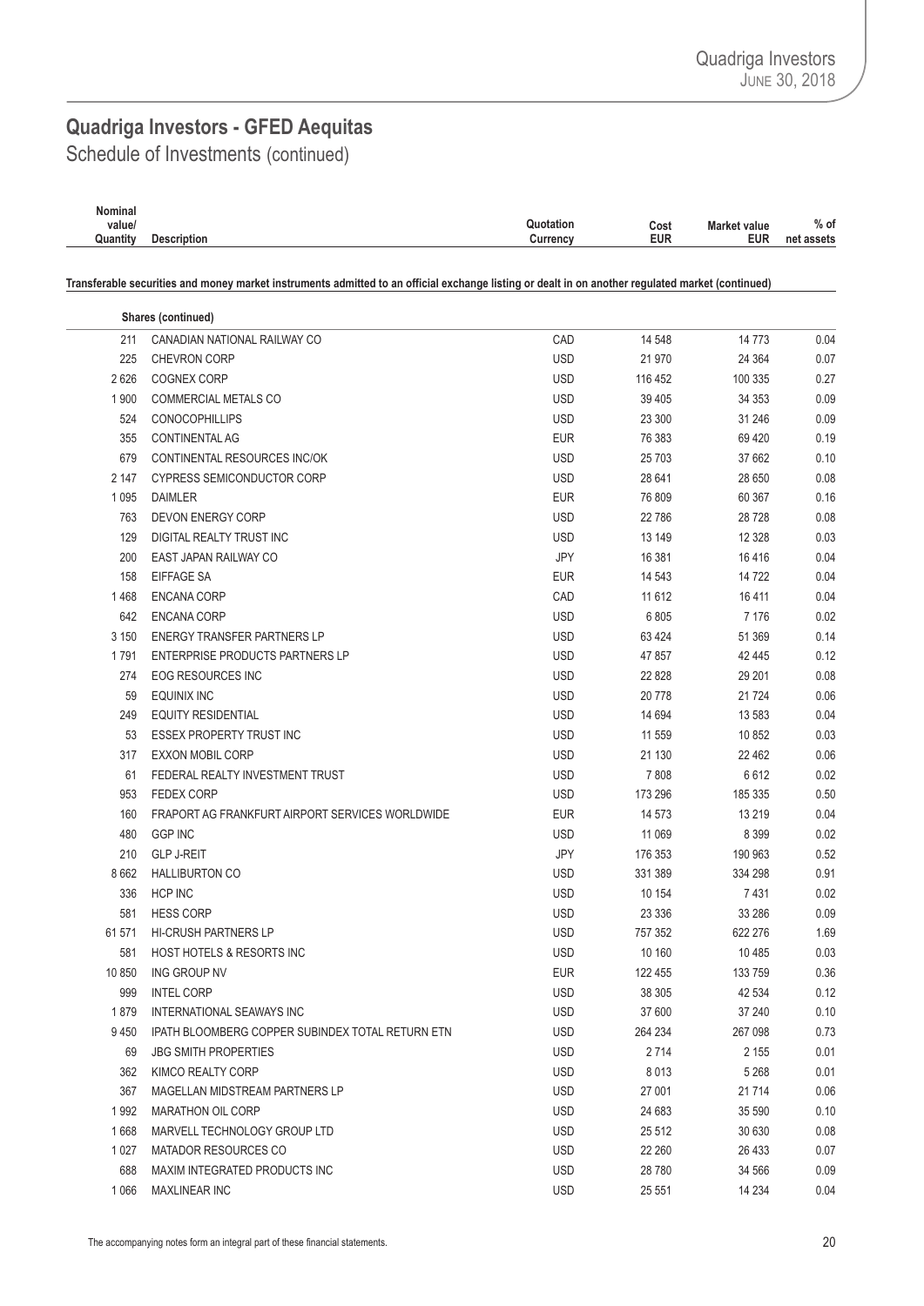## Quadriga Investors - GFED Aequitas

Schedule of Investments (continued)

| Nominal value/ Quantity | Description | Quotation Currency | Cost EUR | Market value EUR | % of net assets |
|---|---|---|---|---|---|

**Transferable securities and money market instruments admitted to an official exchange listing or dealt in on another regulated market (continued)**

| Nominal value/ Quantity | Description | Quotation Currency | Cost EUR | Market value EUR | % of net assets |
|---|---|---|---|---|---|
| | **Shares (continued)** | | | | |
| 211 | CANADIAN NATIONAL RAILWAY CO | CAD | 14 548 | 14 773 | 0.04 |
| 225 | CHEVRON CORP | USD | 21 970 | 24 364 | 0.07 |
| 2 626 | COGNEX CORP | USD | 116 452 | 100 335 | 0.27 |
| 1 900 | COMMERCIAL METALS CO | USD | 39 405 | 34 353 | 0.09 |
| 524 | CONOCOPHILLIPS | USD | 23 300 | 31 246 | 0.09 |
| 355 | CONTINENTAL AG | EUR | 76 383 | 69 420 | 0.19 |
| 679 | CONTINENTAL RESOURCES INC/OK | USD | 25 703 | 37 662 | 0.10 |
| 2 147 | CYPRESS SEMICONDUCTOR CORP | USD | 28 641 | 28 650 | 0.08 |
| 1 095 | DAIMLER | EUR | 76 809 | 60 367 | 0.16 |
| 763 | DEVON ENERGY CORP | USD | 22 786 | 28 728 | 0.08 |
| 129 | DIGITAL REALTY TRUST INC | USD | 13 149 | 12 328 | 0.03 |
| 200 | EAST JAPAN RAILWAY CO | JPY | 16 381 | 16 416 | 0.04 |
| 158 | EIFFAGE SA | EUR | 14 543 | 14 722 | 0.04 |
| 1 468 | ENCANA CORP | CAD | 11 612 | 16 411 | 0.04 |
| 642 | ENCANA CORP | USD | 6 805 | 7 176 | 0.02 |
| 3 150 | ENERGY TRANSFER PARTNERS LP | USD | 63 424 | 51 369 | 0.14 |
| 1 791 | ENTERPRISE PRODUCTS PARTNERS LP | USD | 47 857 | 42 445 | 0.12 |
| 274 | EOG RESOURCES INC | USD | 22 828 | 29 201 | 0.08 |
| 59 | EQUINIX INC | USD | 20 778 | 21 724 | 0.06 |
| 249 | EQUITY RESIDENTIAL | USD | 14 694 | 13 583 | 0.04 |
| 53 | ESSEX PROPERTY TRUST INC | USD | 11 559 | 10 852 | 0.03 |
| 317 | EXXON MOBIL CORP | USD | 21 130 | 22 462 | 0.06 |
| 61 | FEDERAL REALTY INVESTMENT TRUST | USD | 7 808 | 6 612 | 0.02 |
| 953 | FEDEX CORP | USD | 173 296 | 185 335 | 0.50 |
| 160 | FRAPORT AG FRANKFURT AIRPORT SERVICES WORLDWIDE | EUR | 14 573 | 13 219 | 0.04 |
| 480 | GGP INC | USD | 11 069 | 8 399 | 0.02 |
| 210 | GLP J-REIT | JPY | 176 353 | 190 963 | 0.52 |
| 8 662 | HALLIBURTON CO | USD | 331 389 | 334 298 | 0.91 |
| 336 | HCP INC | USD | 10 154 | 7 431 | 0.02 |
| 581 | HESS CORP | USD | 23 336 | 33 286 | 0.09 |
| 61 571 | HI-CRUSH PARTNERS LP | USD | 757 352 | 622 276 | 1.69 |
| 581 | HOST HOTELS & RESORTS INC | USD | 10 160 | 10 485 | 0.03 |
| 10 850 | ING GROUP NV | EUR | 122 455 | 133 759 | 0.36 |
| 999 | INTEL CORP | USD | 38 305 | 42 534 | 0.12 |
| 1 879 | INTERNATIONAL SEAWAYS INC | USD | 37 600 | 37 240 | 0.10 |
| 9 450 | IPATH BLOOMBERG COPPER SUBINDEX TOTAL RETURN ETN | USD | 264 234 | 267 098 | 0.73 |
| 69 | JBG SMITH PROPERTIES | USD | 2 714 | 2 155 | 0.01 |
| 362 | KIMCO REALTY CORP | USD | 8 013 | 5 268 | 0.01 |
| 367 | MAGELLAN MIDSTREAM PARTNERS LP | USD | 27 001 | 21 714 | 0.06 |
| 1 992 | MARATHON OIL CORP | USD | 24 683 | 35 590 | 0.10 |
| 1 668 | MARVELL TECHNOLOGY GROUP LTD | USD | 25 512 | 30 630 | 0.08 |
| 1 027 | MATADOR RESOURCES CO | USD | 22 260 | 26 433 | 0.07 |
| 688 | MAXIM INTEGRATED PRODUCTS INC | USD | 28 780 | 34 566 | 0.09 |
| 1 066 | MAXLINEAR INC | USD | 25 551 | 14 234 | 0.04 |

The accompanying notes form an integral part of these financial statements.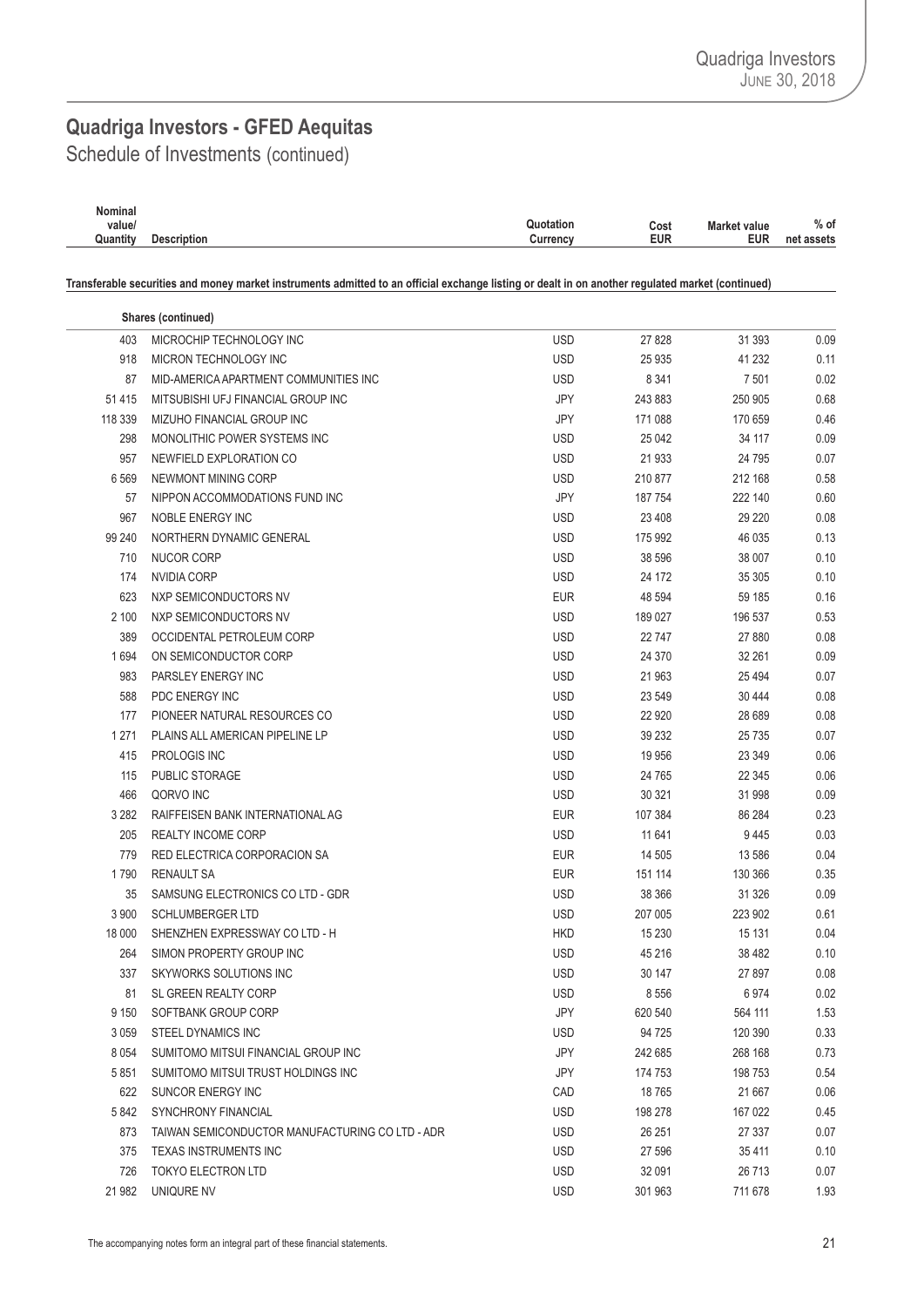# Quadriga Investors - GFED Aequitas

Schedule of Investments (continued)

| Nominal value/ Quantity | Description | Quotation Currency | Cost EUR | Market value EUR | % of net assets |
|---|---|---|---|---|---|
| **Transferable securities and money market instruments admitted to an official exchange listing or dealt in on another regulated market (continued)** | | | | | |
| | **Shares (continued)** | | | | |
| 403 | MICROCHIP TECHNOLOGY INC | USD | 27 828 | 31 393 | 0.09 |
| 918 | MICRON TECHNOLOGY INC | USD | 25 935 | 41 232 | 0.11 |
| 87 | MID-AMERICA APARTMENT COMMUNITIES INC | USD | 8 341 | 7 501 | 0.02 |
| 51 415 | MITSUBISHI UFJ FINANCIAL GROUP INC | JPY | 243 883 | 250 905 | 0.68 |
| 118 339 | MIZUHO FINANCIAL GROUP INC | JPY | 171 088 | 170 659 | 0.46 |
| 298 | MONOLITHIC POWER SYSTEMS INC | USD | 25 042 | 34 117 | 0.09 |
| 957 | NEWFIELD EXPLORATION CO | USD | 21 933 | 24 795 | 0.07 |
| 6 569 | NEWMONT MINING CORP | USD | 210 877 | 212 168 | 0.58 |
| 57 | NIPPON ACCOMMODATIONS FUND INC | JPY | 187 754 | 222 140 | 0.60 |
| 967 | NOBLE ENERGY INC | USD | 23 408 | 29 220 | 0.08 |
| 99 240 | NORTHERN DYNAMIC GENERAL | USD | 175 992 | 46 035 | 0.13 |
| 710 | NUCOR CORP | USD | 38 596 | 38 007 | 0.10 |
| 174 | NVIDIA CORP | USD | 24 172 | 35 305 | 0.10 |
| 623 | NXP SEMICONDUCTORS NV | EUR | 48 594 | 59 185 | 0.16 |
| 2 100 | NXP SEMICONDUCTORS NV | USD | 189 027 | 196 537 | 0.53 |
| 389 | OCCIDENTAL PETROLEUM CORP | USD | 22 747 | 27 880 | 0.08 |
| 1 694 | ON SEMICONDUCTOR CORP | USD | 24 370 | 32 261 | 0.09 |
| 983 | PARSLEY ENERGY INC | USD | 21 963 | 25 494 | 0.07 |
| 588 | PDC ENERGY INC | USD | 23 549 | 30 444 | 0.08 |
| 177 | PIONEER NATURAL RESOURCES CO | USD | 22 920 | 28 689 | 0.08 |
| 1 271 | PLAINS ALL AMERICAN PIPELINE LP | USD | 39 232 | 25 735 | 0.07 |
| 415 | PROLOGIS INC | USD | 19 956 | 23 349 | 0.06 |
| 115 | PUBLIC STORAGE | USD | 24 765 | 22 345 | 0.06 |
| 466 | QORVO INC | USD | 30 321 | 31 998 | 0.09 |
| 3 282 | RAIFFEISEN BANK INTERNATIONAL AG | EUR | 107 384 | 86 284 | 0.23 |
| 205 | REALTY INCOME CORP | USD | 11 641 | 9 445 | 0.03 |
| 779 | RED ELECTRICA CORPORACION SA | EUR | 14 505 | 13 586 | 0.04 |
| 1 790 | RENAULT SA | EUR | 151 114 | 130 366 | 0.35 |
| 35 | SAMSUNG ELECTRONICS CO LTD - GDR | USD | 38 366 | 31 326 | 0.09 |
| 3 900 | SCHLUMBERGER LTD | USD | 207 005 | 223 902 | 0.61 |
| 18 000 | SHENZHEN EXPRESSWAY CO LTD - H | HKD | 15 230 | 15 131 | 0.04 |
| 264 | SIMON PROPERTY GROUP INC | USD | 45 216 | 38 482 | 0.10 |
| 337 | SKYWORKS SOLUTIONS INC | USD | 30 147 | 27 897 | 0.08 |
| 81 | SL GREEN REALTY CORP | USD | 8 556 | 6 974 | 0.02 |
| 9 150 | SOFTBANK GROUP CORP | JPY | 620 540 | 564 111 | 1.53 |
| 3 059 | STEEL DYNAMICS INC | USD | 94 725 | 120 390 | 0.33 |
| 8 054 | SUMITOMO MITSUI FINANCIAL GROUP INC | JPY | 242 685 | 268 168 | 0.73 |
| 5 851 | SUMITOMO MITSUI TRUST HOLDINGS INC | JPY | 174 753 | 198 753 | 0.54 |
| 622 | SUNCOR ENERGY INC | CAD | 18 765 | 21 667 | 0.06 |
| 5 842 | SYNCHRONY FINANCIAL | USD | 198 278 | 167 022 | 0.45 |
| 873 | TAIWAN SEMICONDUCTOR MANUFACTURING CO LTD - ADR | USD | 26 251 | 27 337 | 0.07 |
| 375 | TEXAS INSTRUMENTS INC | USD | 27 596 | 35 411 | 0.10 |
| 726 | TOKYO ELECTRON LTD | USD | 32 091 | 26 713 | 0.07 |
| 21 982 | UNIQURE NV | USD | 301 963 | 711 678 | 1.93 |

The accompanying notes form an integral part of these financial statements.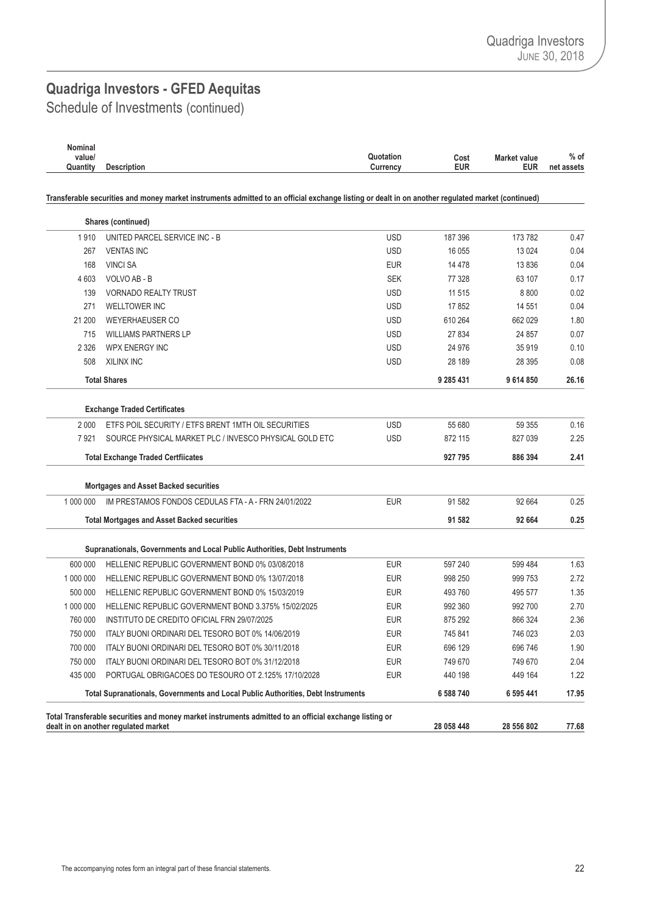# Quadriga Investors - GFED Aequitas

## Schedule of Investments (continued)

| Nominal value/ Quantity | Description | Quotation Currency | Cost EUR | Market value EUR | % of net assets |
|---|---|---|---|---|---|
| | **Transferable securities and money market instruments admitted to an official exchange listing or dealt in on another regulated market (continued)** | | | | |
| | **Shares (continued)** | | | | |
| 1 910 | UNITED PARCEL SERVICE INC - B | USD | 187 396 | 173 782 | 0.47 |
| 267 | VENTAS INC | USD | 16 055 | 13 024 | 0.04 |
| 168 | VINCI SA | EUR | 14 478 | 13 836 | 0.04 |
| 4 603 | VOLVO AB - B | SEK | 77 328 | 63 107 | 0.17 |
| 139 | VORNADO REALTY TRUST | USD | 11 515 | 8 800 | 0.02 |
| 271 | WELLTOWER INC | USD | 17 852 | 14 551 | 0.04 |
| 21 200 | WEYERHAEUSER CO | USD | 610 264 | 662 029 | 1.80 |
| 715 | WILLIAMS PARTNERS LP | USD | 27 834 | 24 857 | 0.07 |
| 2 326 | WPX ENERGY INC | USD | 24 976 | 35 919 | 0.10 |
| 508 | XILINX INC | USD | 28 189 | 28 395 | 0.08 |
| | **Total Shares** | | **9 285 431** | **9 614 850** | **26.16** |
| | **Exchange Traded Certificates** | | | | |
| 2 000 | ETFS POIL SECURITY / ETFS BRENT 1MTH OIL SECURITIES | USD | 55 680 | 59 355 | 0.16 |
| 7 921 | SOURCE PHYSICAL MARKET PLC / INVESCO PHYSICAL GOLD ETC | USD | 872 115 | 827 039 | 2.25 |
| | **Total Exchange Traded Certfiicates** | | **927 795** | **886 394** | **2.41** |
| | **Mortgages and Asset Backed securities** | | | | |
| 1 000 000 | IM PRESTAMOS FONDOS CEDULAS FTA - A - FRN 24/01/2022 | EUR | 91 582 | 92 664 | 0.25 |
| | **Total Mortgages and Asset Backed securities** | | **91 582** | **92 664** | **0.25** |
| | **Supranationals, Governments and Local Public Authorities, Debt Instruments** | | | | |
| 600 000 | HELLENIC REPUBLIC GOVERNMENT BOND 0% 03/08/2018 | EUR | 597 240 | 599 484 | 1.63 |
| 1 000 000 | HELLENIC REPUBLIC GOVERNMENT BOND 0% 13/07/2018 | EUR | 998 250 | 999 753 | 2.72 |
| 500 000 | HELLENIC REPUBLIC GOVERNMENT BOND 0% 15/03/2019 | EUR | 493 760 | 495 577 | 1.35 |
| 1 000 000 | HELLENIC REPUBLIC GOVERNMENT BOND 3.375% 15/02/2025 | EUR | 992 360 | 992 700 | 2.70 |
| 760 000 | INSTITUTO DE CREDITO OFICIAL FRN 29/07/2025 | EUR | 875 292 | 866 324 | 2.36 |
| 750 000 | ITALY BUONI ORDINARI DEL TESORO BOT 0% 14/06/2019 | EUR | 745 841 | 746 023 | 2.03 |
| 700 000 | ITALY BUONI ORDINARI DEL TESORO BOT 0% 30/11/2018 | EUR | 696 129 | 696 746 | 1.90 |
| 750 000 | ITALY BUONI ORDINARI DEL TESORO BOT 0% 31/12/2018 | EUR | 749 670 | 749 670 | 2.04 |
| 435 000 | PORTUGAL OBRIGACOES DO TESOURO OT 2.125% 17/10/2028 | EUR | 440 198 | 449 164 | 1.22 |
| | **Total Supranationals, Governments and Local Public Authorities, Debt Instruments** | | **6 588 740** | **6 595 441** | **17.95** |
| | **Total Transferable securities and money market instruments admitted to an official exchange listing or dealt in on another regulated market** | | **28 058 448** | **28 556 802** | **77.68** |

The accompanying notes form an integral part of these financial statements.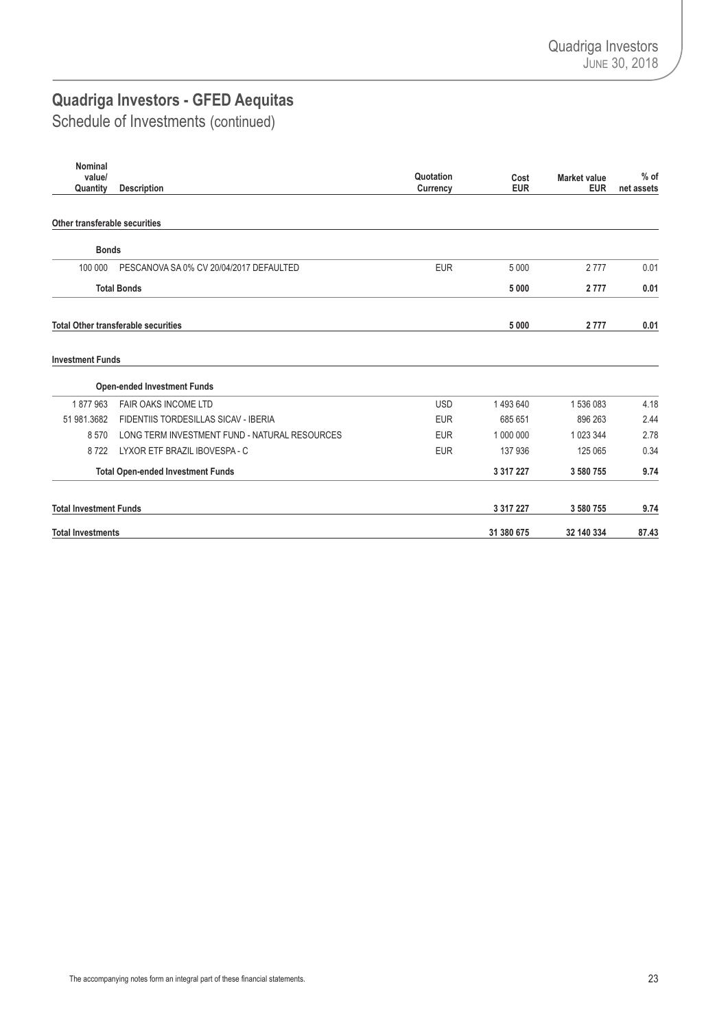# Quadriga Investors - GFED Aequitas

## Schedule of Investments (continued)

| Nominal value/ Quantity | Description | Quotation Currency | Cost EUR | Market value EUR | % of net assets |
|---|---|---|---|---|---|
| **Other transferable securities** | | | | | |
| **Bonds** | | | | | |
| 100 000 | PESCANOVA SA 0% CV 20/04/2017 DEFAULTED | EUR | 5 000 | 2 777 | 0.01 |
| | **Total Bonds** | | **5 000** | **2 777** | **0.01** |
| **Total Other transferable securities** | | | **5 000** | **2 777** | **0.01** |
| **Investment Funds** | | | | | |
| **Open-ended Investment Funds** | | | | | |
| 1 877 963 | FAIR OAKS INCOME LTD | USD | 1 493 640 | 1 536 083 | 4.18 |
| 51 981.3682 | FIDENTIIS TORDESILLAS SICAV - IBERIA | EUR | 685 651 | 896 263 | 2.44 |
| 8 570 | LONG TERM INVESTMENT FUND - NATURAL RESOURCES | EUR | 1 000 000 | 1 023 344 | 2.78 |
| 8 722 | LYXOR ETF BRAZIL IBOVESPA - C | EUR | 137 936 | 125 065 | 0.34 |
| | **Total Open-ended Investment Funds** | | **3 317 227** | **3 580 755** | **9.74** |
| **Total Investment Funds** | | | **3 317 227** | **3 580 755** | **9.74** |
| **Total Investments** | | | **31 380 675** | **32 140 334** | **87.43** |

The accompanying notes form an integral part of these financial statements.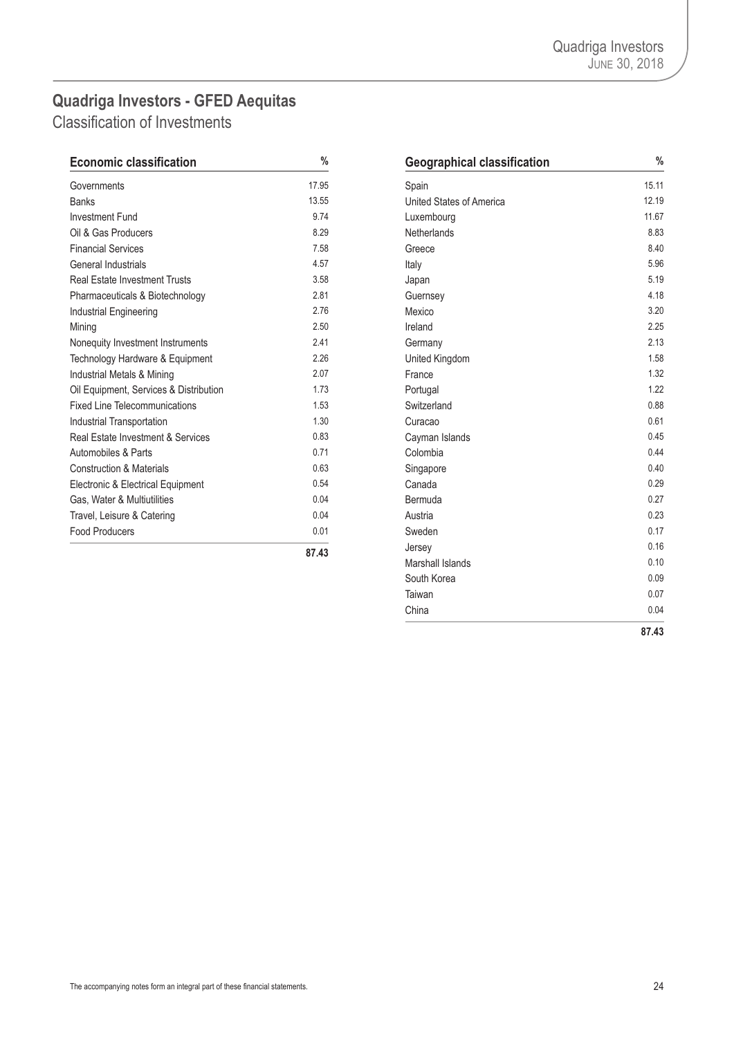## Quadriga Investors - GFED Aequitas

### Classification of Investments

| Economic classification | % |
|---|---|
| Governments | 17.95 |
| Banks | 13.55 |
| Investment Fund | 9.74 |
| Oil & Gas Producers | 8.29 |
| Financial Services | 7.58 |
| General Industrials | 4.57 |
| Real Estate Investment Trusts | 3.58 |
| Pharmaceuticals & Biotechnology | 2.81 |
| Industrial Engineering | 2.76 |
| Mining | 2.50 |
| Nonequity Investment Instruments | 2.41 |
| Technology Hardware & Equipment | 2.26 |
| Industrial Metals & Mining | 2.07 |
| Oil Equipment, Services & Distribution | 1.73 |
| Fixed Line Telecommunications | 1.53 |
| Industrial Transportation | 1.30 |
| Real Estate Investment & Services | 0.83 |
| Automobiles & Parts | 0.71 |
| Construction & Materials | 0.63 |
| Electronic & Electrical Equipment | 0.54 |
| Gas, Water & Multiutilities | 0.04 |
| Travel, Leisure & Catering | 0.04 |
| Food Producers | 0.01 |
| | **87.43** |

| Geographical classification | % |
|---|---|
| Spain | 15.11 |
| United States of America | 12.19 |
| Luxembourg | 11.67 |
| Netherlands | 8.83 |
| Greece | 8.40 |
| Italy | 5.96 |
| Japan | 5.19 |
| Guernsey | 4.18 |
| Mexico | 3.20 |
| Ireland | 2.25 |
| Germany | 2.13 |
| United Kingdom | 1.58 |
| France | 1.32 |
| Portugal | 1.22 |
| Switzerland | 0.88 |
| Curacao | 0.61 |
| Cayman Islands | 0.45 |
| Colombia | 0.44 |
| Singapore | 0.40 |
| Canada | 0.29 |
| Bermuda | 0.27 |
| Austria | 0.23 |
| Sweden | 0.17 |
| Jersey | 0.16 |
| Marshall Islands | 0.10 |
| South Korea | 0.09 |
| Taiwan | 0.07 |
| China | 0.04 |
| | **87.43** |

The accompanying notes form an integral part of these financial statements.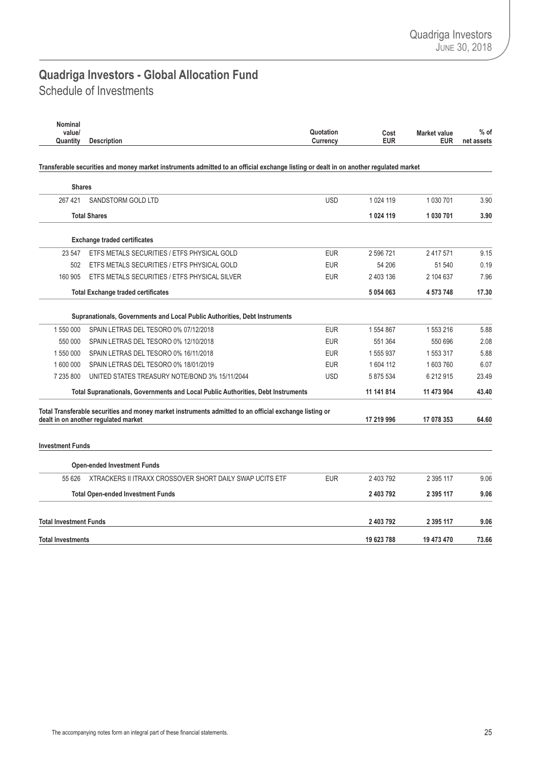# Quadriga Investors - Global Allocation Fund

## Schedule of Investments

| Nominal value/ Quantity | Description | Quotation Currency | Cost EUR | Market value EUR | % of net assets |
|---|---|---|---|---|---|
| **Transferable securities and money market instruments admitted to an official exchange listing or dealt in on another regulated market** | | | | | |
| | **Shares** | | | | |
| 267 421 | SANDSTORM GOLD LTD | USD | 1 024 119 | 1 030 701 | 3.90 |
| | **Total Shares** | | **1 024 119** | **1 030 701** | **3.90** |
| | **Exchange traded certificates** | | | | |
| 23 547 | ETFS METALS SECURITIES / ETFS PHYSICAL GOLD | EUR | 2 596 721 | 2 417 571 | 9.15 |
| 502 | ETFS METALS SECURITIES / ETFS PHYSICAL GOLD | EUR | 54 206 | 51 540 | 0.19 |
| 160 905 | ETFS METALS SECURITIES / ETFS PHYSICAL SILVER | EUR | 2 403 136 | 2 104 637 | 7.96 |
| | **Total Exchange traded certificates** | | **5 054 063** | **4 573 748** | **17.30** |
| | **Supranationals, Governments and Local Public Authorities, Debt Instruments** | | | | |
| 1 550 000 | SPAIN LETRAS DEL TESORO 0% 07/12/2018 | EUR | 1 554 867 | 1 553 216 | 5.88 |
| 550 000 | SPAIN LETRAS DEL TESORO 0% 12/10/2018 | EUR | 551 364 | 550 696 | 2.08 |
| 1 550 000 | SPAIN LETRAS DEL TESORO 0% 16/11/2018 | EUR | 1 555 937 | 1 553 317 | 5.88 |
| 1 600 000 | SPAIN LETRAS DEL TESORO 0% 18/01/2019 | EUR | 1 604 112 | 1 603 760 | 6.07 |
| 7 235 800 | UNITED STATES TREASURY NOTE/BOND 3% 15/11/2044 | USD | 5 875 534 | 6 212 915 | 23.49 |
| | **Total Supranationals, Governments and Local Public Authorities, Debt Instruments** | | **11 141 814** | **11 473 904** | **43.40** |
| **Total Transferable securities and money market instruments admitted to an official exchange listing or dealt in on another regulated market** | | | **17 219 996** | **17 078 353** | **64.60** |
| **Investment Funds** | | | | | |
| | **Open-ended Investment Funds** | | | | |
| 55 626 | XTRACKERS II ITRAXX CROSSOVER SHORT DAILY SWAP UCITS ETF | EUR | 2 403 792 | 2 395 117 | 9.06 |
| | **Total Open-ended Investment Funds** | | **2 403 792** | **2 395 117** | **9.06** |
| **Total Investment Funds** | | | **2 403 792** | **2 395 117** | **9.06** |
| **Total Investments** | | | **19 623 788** | **19 473 470** | **73.66** |

The accompanying notes form an integral part of these financial statements.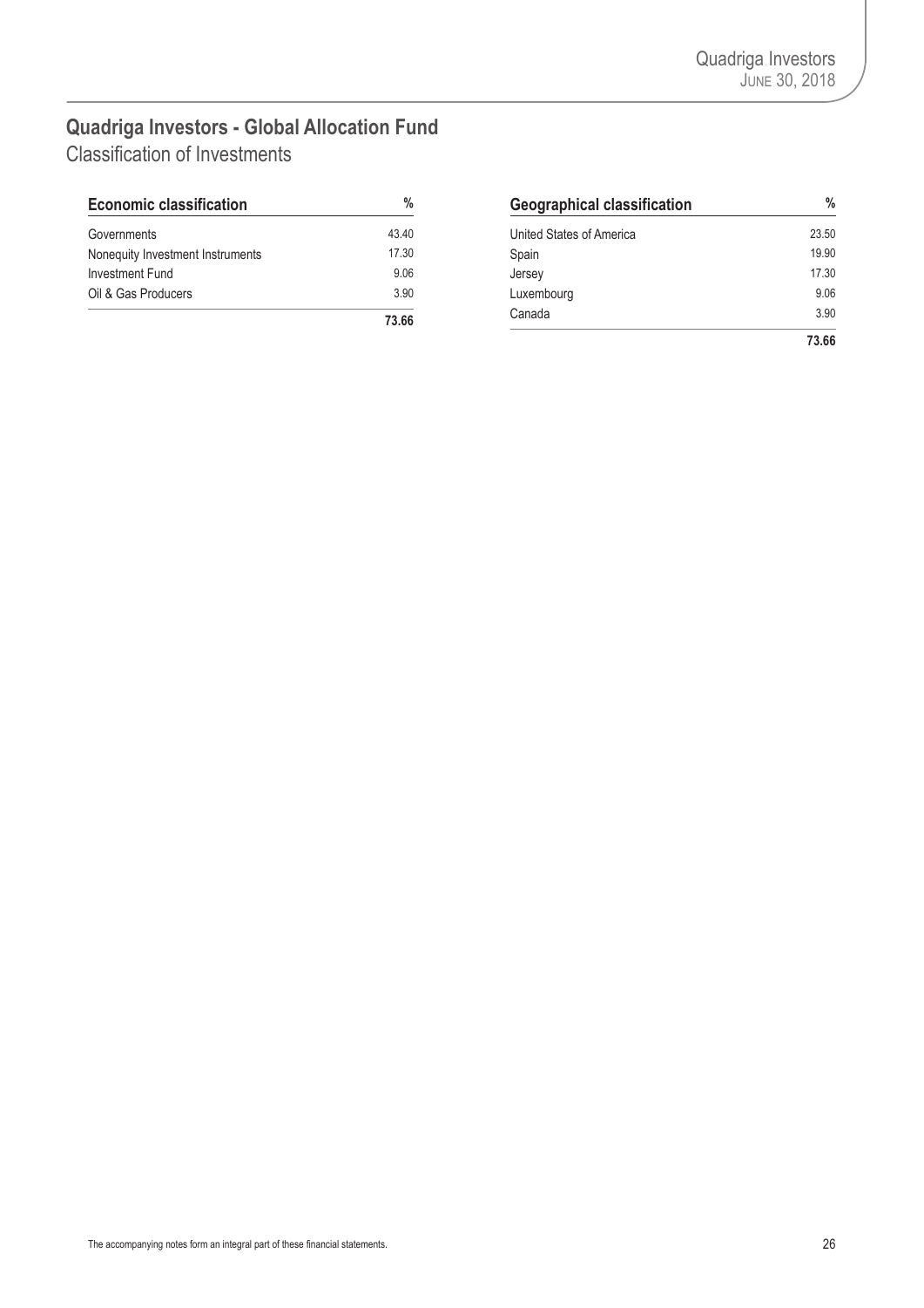# Quadriga Investors - Global Allocation Fund

## Classification of Investments

| Economic classification | % |
|---|---|
| Governments | 43.40 |
| Nonequity Investment Instruments | 17.30 |
| Investment Fund | 9.06 |
| Oil & Gas Producers | 3.90 |
| | **73.66** |

| Geographical classification | % |
|---|---|
| United States of America | 23.50 |
| Spain | 19.90 |
| Jersey | 17.30 |
| Luxembourg | 9.06 |
| Canada | 3.90 |
| | **73.66** |

The accompanying notes form an integral part of these financial statements.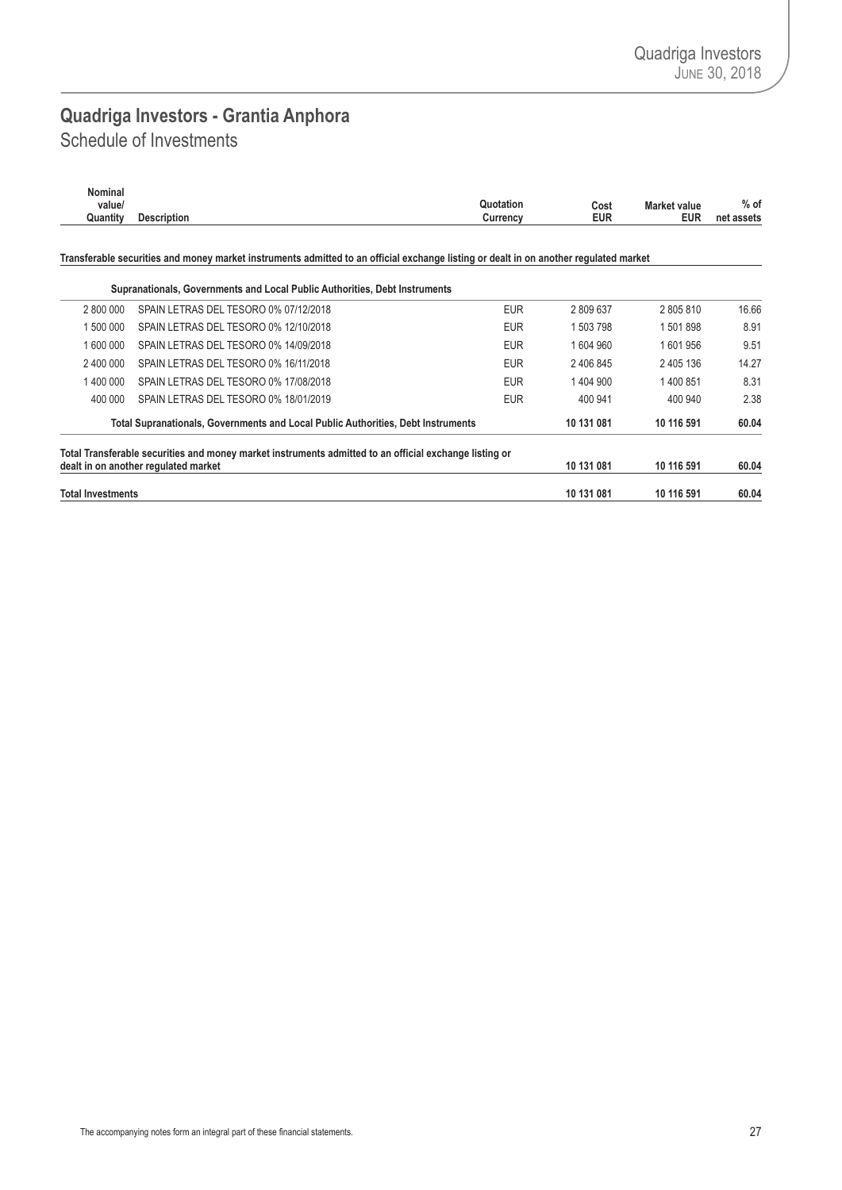# Quadriga Investors - Grantia Anphora

## Schedule of Investments

| Nominal value/ Quantity | Description | Quotation Currency | Cost EUR | Market value EUR | % of net assets |
|---|---|---|---|---|---|
| **Transferable securities and money market instruments admitted to an official exchange listing or dealt in on another regulated market** | | | | | |
| | **Supranationals, Governments and Local Public Authorities, Debt Instruments** | | | | |
| 2 800 000 | SPAIN LETRAS DEL TESORO 0% 07/12/2018 | EUR | 2 809 637 | 2 805 810 | 16.66 |
| 1 500 000 | SPAIN LETRAS DEL TESORO 0% 12/10/2018 | EUR | 1 503 798 | 1 501 898 | 8.91 |
| 1 600 000 | SPAIN LETRAS DEL TESORO 0% 14/09/2018 | EUR | 1 604 960 | 1 601 956 | 9.51 |
| 2 400 000 | SPAIN LETRAS DEL TESORO 0% 16/11/2018 | EUR | 2 406 845 | 2 405 136 | 14.27 |
| 1 400 000 | SPAIN LETRAS DEL TESORO 0% 17/08/2018 | EUR | 1 404 900 | 1 400 851 | 8.31 |
| 400 000 | SPAIN LETRAS DEL TESORO 0% 18/01/2019 | EUR | 400 941 | 400 940 | 2.38 |
| | **Total Supranationals, Governments and Local Public Authorities, Debt Instruments** | | **10 131 081** | **10 116 591** | **60.04** |
| **Total Transferable securities and money market instruments admitted to an official exchange listing or dealt in on another regulated market** | | | **10 131 081** | **10 116 591** | **60.04** |
| **Total Investments** | | | **10 131 081** | **10 116 591** | **60.04** |

The accompanying notes form an integral part of these financial statements.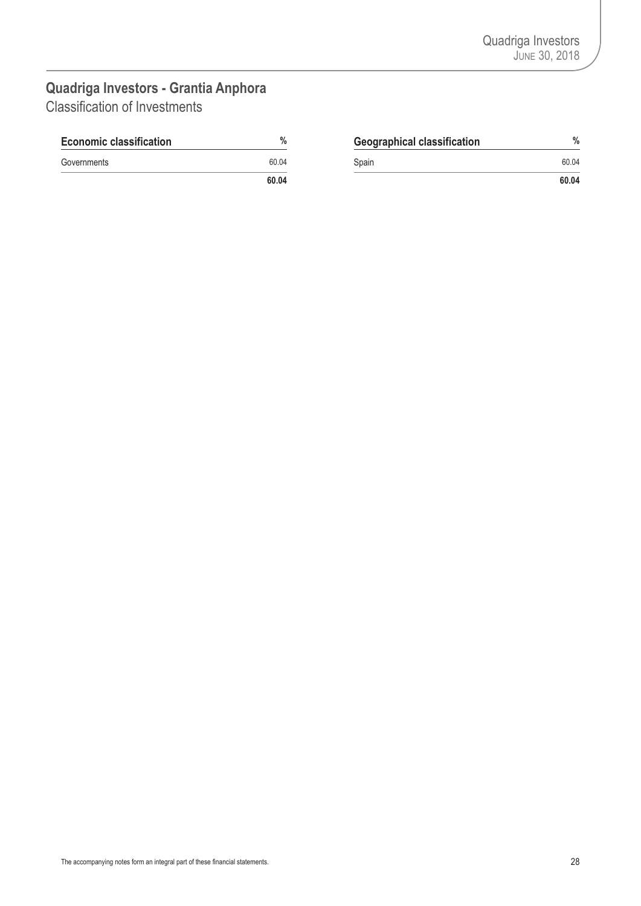## Quadriga Investors - Grantia Anphora

### Classification of Investments

| Economic classification | % |
|---|---|
| Governments | 60.04 |
| | **60.04** |

| Geographical classification | % |
|---|---|
| Spain | 60.04 |
| | **60.04** |

The accompanying notes form an integral part of these financial statements.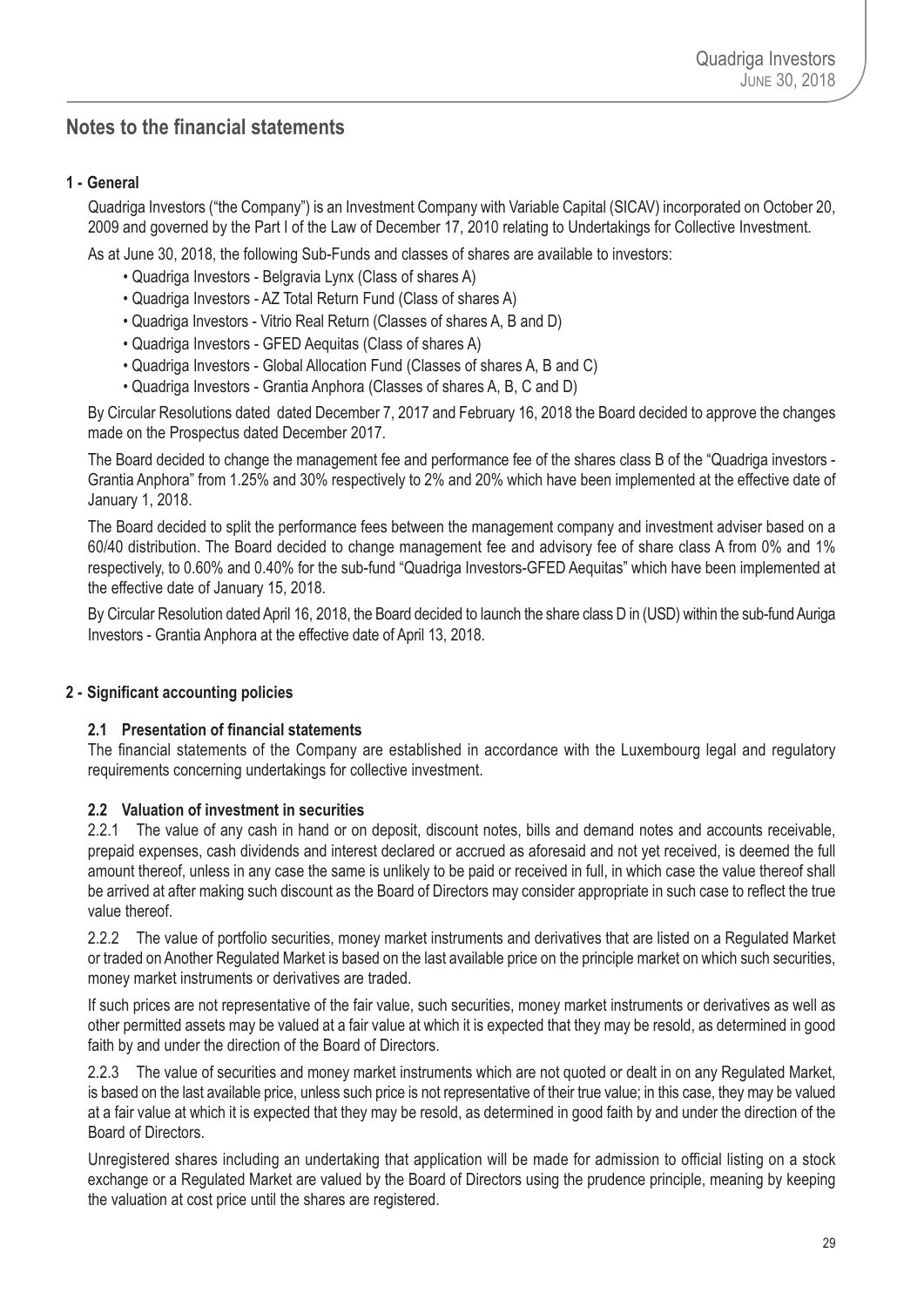# Notes to the financial statements

## 1 - General

Quadriga Investors ("the Company") is an Investment Company with Variable Capital (SICAV) incorporated on October 20, 2009 and governed by the Part I of the Law of December 17, 2010 relating to Undertakings for Collective Investment.

As at June 30, 2018, the following Sub-Funds and classes of shares are available to investors:

- Quadriga Investors - Belgravia Lynx (Class of shares A)
- Quadriga Investors - AZ Total Return Fund (Class of shares A)
- Quadriga Investors - Vitrio Real Return (Classes of shares A, B and D)
- Quadriga Investors - GFED Aequitas (Class of shares A)
- Quadriga Investors - Global Allocation Fund (Classes of shares A, B and C)
- Quadriga Investors - Grantia Anphora (Classes of shares A, B, C and D)

By Circular Resolutions dated dated December 7, 2017 and February 16, 2018 the Board decided to approve the changes made on the Prospectus dated December 2017.

The Board decided to change the management fee and performance fee of the shares class B of the "Quadriga investors - Grantia Anphora" from 1.25% and 30% respectively to 2% and 20% which have been implemented at the effective date of January 1, 2018.

The Board decided to split the performance fees between the management company and investment adviser based on a 60/40 distribution. The Board decided to change management fee and advisory fee of share class A from 0% and 1% respectively, to 0.60% and 0.40% for the sub-fund "Quadriga Investors-GFED Aequitas" which have been implemented at the effective date of January 15, 2018.

By Circular Resolution dated April 16, 2018, the Board decided to launch the share class D in (USD) within the sub-fund Auriga Investors - Grantia Anphora at the effective date of April 13, 2018.

## 2 - Significant accounting policies

### 2.1 Presentation of financial statements

The financial statements of the Company are established in accordance with the Luxembourg legal and regulatory requirements concerning undertakings for collective investment.

### 2.2 Valuation of investment in securities

2.2.1 The value of any cash in hand or on deposit, discount notes, bills and demand notes and accounts receivable, prepaid expenses, cash dividends and interest declared or accrued as aforesaid and not yet received, is deemed the full amount thereof, unless in any case the same is unlikely to be paid or received in full, in which case the value thereof shall be arrived at after making such discount as the Board of Directors may consider appropriate in such case to reflect the true value thereof.

2.2.2 The value of portfolio securities, money market instruments and derivatives that are listed on a Regulated Market or traded on Another Regulated Market is based on the last available price on the principle market on which such securities, money market instruments or derivatives are traded.

If such prices are not representative of the fair value, such securities, money market instruments or derivatives as well as other permitted assets may be valued at a fair value at which it is expected that they may be resold, as determined in good faith by and under the direction of the Board of Directors.

2.2.3 The value of securities and money market instruments which are not quoted or dealt in on any Regulated Market, is based on the last available price, unless such price is not representative of their true value; in this case, they may be valued at a fair value at which it is expected that they may be resold, as determined in good faith by and under the direction of the Board of Directors.

Unregistered shares including an undertaking that application will be made for admission to official listing on a stock exchange or a Regulated Market are valued by the Board of Directors using the prudence principle, meaning by keeping the valuation at cost price until the shares are registered.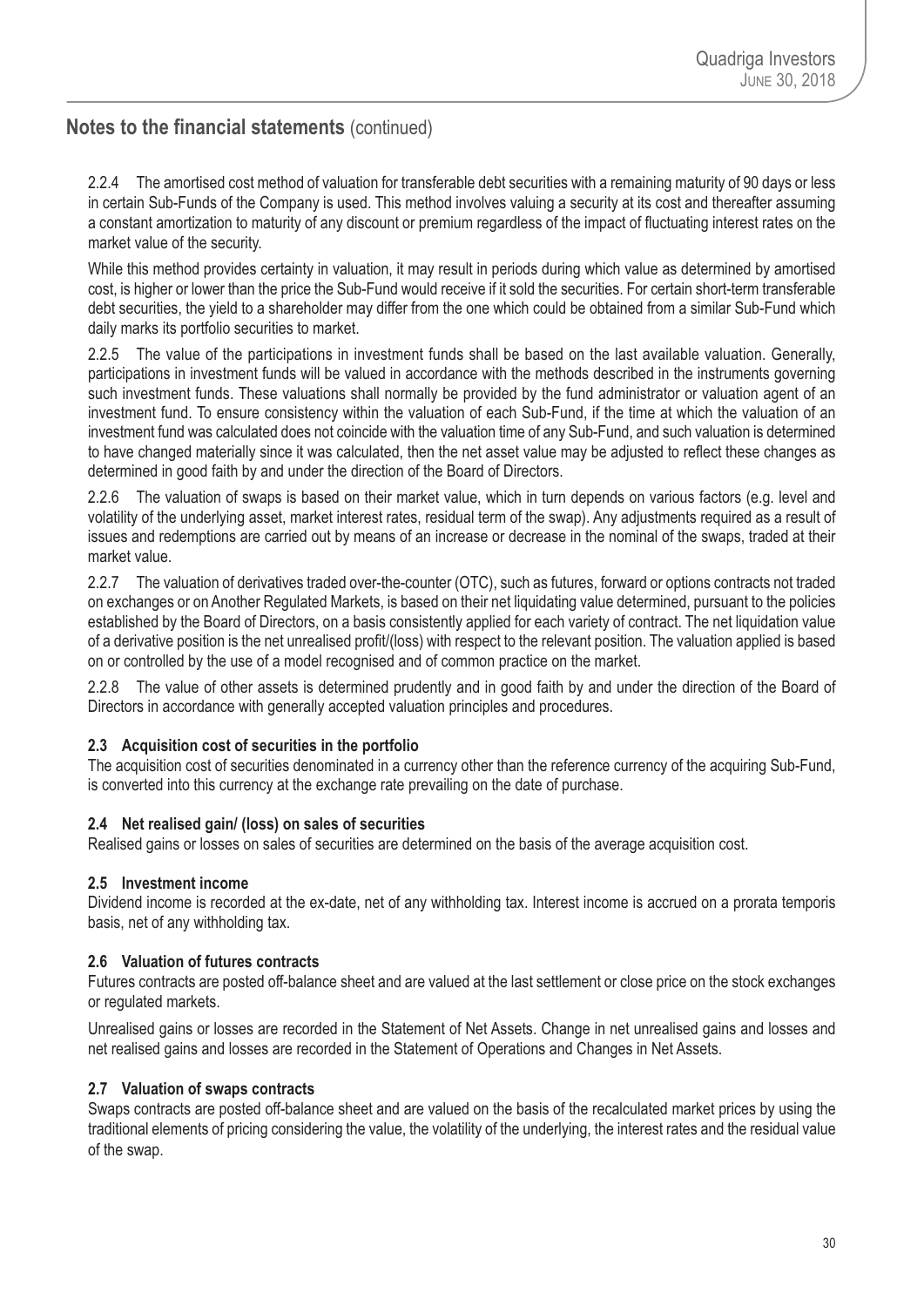## Notes to the financial statements (continued)

2.2.4 The amortised cost method of valuation for transferable debt securities with a remaining maturity of 90 days or less in certain Sub-Funds of the Company is used. This method involves valuing a security at its cost and thereafter assuming a constant amortization to maturity of any discount or premium regardless of the impact of fluctuating interest rates on the market value of the security.

While this method provides certainty in valuation, it may result in periods during which value as determined by amortised cost, is higher or lower than the price the Sub-Fund would receive if it sold the securities. For certain short-term transferable debt securities, the yield to a shareholder may differ from the one which could be obtained from a similar Sub-Fund which daily marks its portfolio securities to market.

2.2.5 The value of the participations in investment funds shall be based on the last available valuation. Generally, participations in investment funds will be valued in accordance with the methods described in the instruments governing such investment funds. These valuations shall normally be provided by the fund administrator or valuation agent of an investment fund. To ensure consistency within the valuation of each Sub-Fund, if the time at which the valuation of an investment fund was calculated does not coincide with the valuation time of any Sub-Fund, and such valuation is determined to have changed materially since it was calculated, then the net asset value may be adjusted to reflect these changes as determined in good faith by and under the direction of the Board of Directors.

2.2.6 The valuation of swaps is based on their market value, which in turn depends on various factors (e.g. level and volatility of the underlying asset, market interest rates, residual term of the swap). Any adjustments required as a result of issues and redemptions are carried out by means of an increase or decrease in the nominal of the swaps, traded at their market value.

2.2.7 The valuation of derivatives traded over-the-counter (OTC), such as futures, forward or options contracts not traded on exchanges or on Another Regulated Markets, is based on their net liquidating value determined, pursuant to the policies established by the Board of Directors, on a basis consistently applied for each variety of contract. The net liquidation value of a derivative position is the net unrealised profit/(loss) with respect to the relevant position. The valuation applied is based on or controlled by the use of a model recognised and of common practice on the market.

2.2.8 The value of other assets is determined prudently and in good faith by and under the direction of the Board of Directors in accordance with generally accepted valuation principles and procedures.

### 2.3 Acquisition cost of securities in the portfolio

The acquisition cost of securities denominated in a currency other than the reference currency of the acquiring Sub-Fund, is converted into this currency at the exchange rate prevailing on the date of purchase.

### 2.4 Net realised gain/ (loss) on sales of securities

Realised gains or losses on sales of securities are determined on the basis of the average acquisition cost.

### 2.5 Investment income

Dividend income is recorded at the ex-date, net of any withholding tax. Interest income is accrued on a prorata temporis basis, net of any withholding tax.

### 2.6 Valuation of futures contracts

Futures contracts are posted off-balance sheet and are valued at the last settlement or close price on the stock exchanges or regulated markets.

Unrealised gains or losses are recorded in the Statement of Net Assets. Change in net unrealised gains and losses and net realised gains and losses are recorded in the Statement of Operations and Changes in Net Assets.

### 2.7 Valuation of swaps contracts

Swaps contracts are posted off-balance sheet and are valued on the basis of the recalculated market prices by using the traditional elements of pricing considering the value, the volatility of the underlying, the interest rates and the residual value of the swap.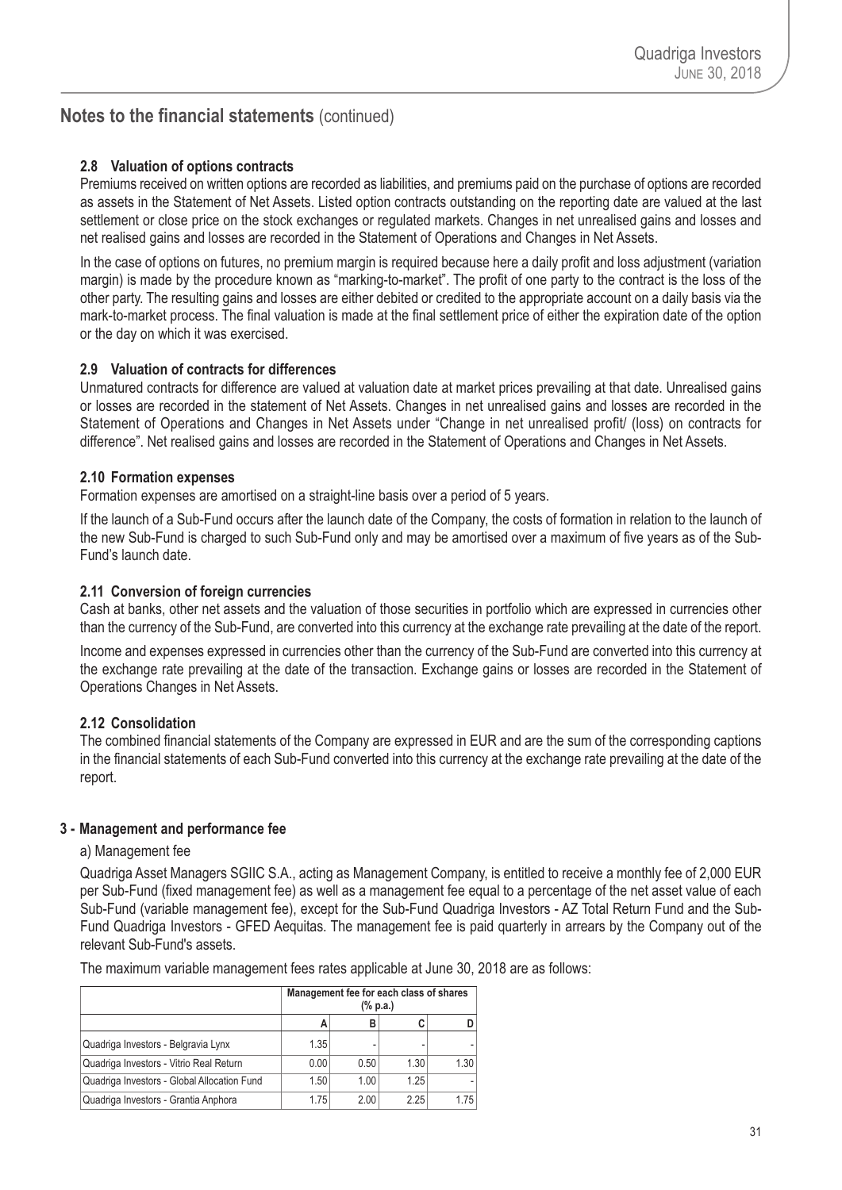## Notes to the financial statements (continued)

### 2.8 Valuation of options contracts

Premiums received on written options are recorded as liabilities, and premiums paid on the purchase of options are recorded as assets in the Statement of Net Assets. Listed option contracts outstanding on the reporting date are valued at the last settlement or close price on the stock exchanges or regulated markets. Changes in net unrealised gains and losses and net realised gains and losses are recorded in the Statement of Operations and Changes in Net Assets.

In the case of options on futures, no premium margin is required because here a daily profit and loss adjustment (variation margin) is made by the procedure known as "marking-to-market". The profit of one party to the contract is the loss of the other party. The resulting gains and losses are either debited or credited to the appropriate account on a daily basis via the mark-to-market process. The final valuation is made at the final settlement price of either the expiration date of the option or the day on which it was exercised.

### 2.9 Valuation of contracts for differences

Unmatured contracts for difference are valued at valuation date at market prices prevailing at that date. Unrealised gains or losses are recorded in the statement of Net Assets. Changes in net unrealised gains and losses are recorded in the Statement of Operations and Changes in Net Assets under "Change in net unrealised profit/ (loss) on contracts for difference". Net realised gains and losses are recorded in the Statement of Operations and Changes in Net Assets.

### 2.10 Formation expenses

Formation expenses are amortised on a straight-line basis over a period of 5 years.

If the launch of a Sub-Fund occurs after the launch date of the Company, the costs of formation in relation to the launch of the new Sub-Fund is charged to such Sub-Fund only and may be amortised over a maximum of five years as of the Sub-Fund's launch date.

### 2.11 Conversion of foreign currencies

Cash at banks, other net assets and the valuation of those securities in portfolio which are expressed in currencies other than the currency of the Sub-Fund, are converted into this currency at the exchange rate prevailing at the date of the report.

Income and expenses expressed in currencies other than the currency of the Sub-Fund are converted into this currency at the exchange rate prevailing at the date of the transaction. Exchange gains or losses are recorded in the Statement of Operations Changes in Net Assets.

### 2.12 Consolidation

The combined financial statements of the Company are expressed in EUR and are the sum of the corresponding captions in the financial statements of each Sub-Fund converted into this currency at the exchange rate prevailing at the date of the report.

## 3 - Management and performance fee

a) Management fee

Quadriga Asset Managers SGIIC S.A., acting as Management Company, is entitled to receive a monthly fee of 2,000 EUR per Sub-Fund (fixed management fee) as well as a management fee equal to a percentage of the net asset value of each Sub-Fund (variable management fee), except for the Sub-Fund Quadriga Investors - AZ Total Return Fund and the Sub-Fund Quadriga Investors - GFED Aequitas. The management fee is paid quarterly in arrears by the Company out of the relevant Sub-Fund's assets.

The maximum variable management fees rates applicable at June 30, 2018 are as follows:

| | Management fee for each class of shares (% p.a.) | | | |
|---|---|---|---|---|
| | A | B | C | D |
| Quadriga Investors - Belgravia Lynx | 1.35 | - | - | - |
| Quadriga Investors - Vitrio Real Return | 0.00 | 0.50 | 1.30 | 1.30 |
| Quadriga Investors - Global Allocation Fund | 1.50 | 1.00 | 1.25 | - |
| Quadriga Investors - Grantia Anphora | 1.75 | 2.00 | 2.25 | 1.75 |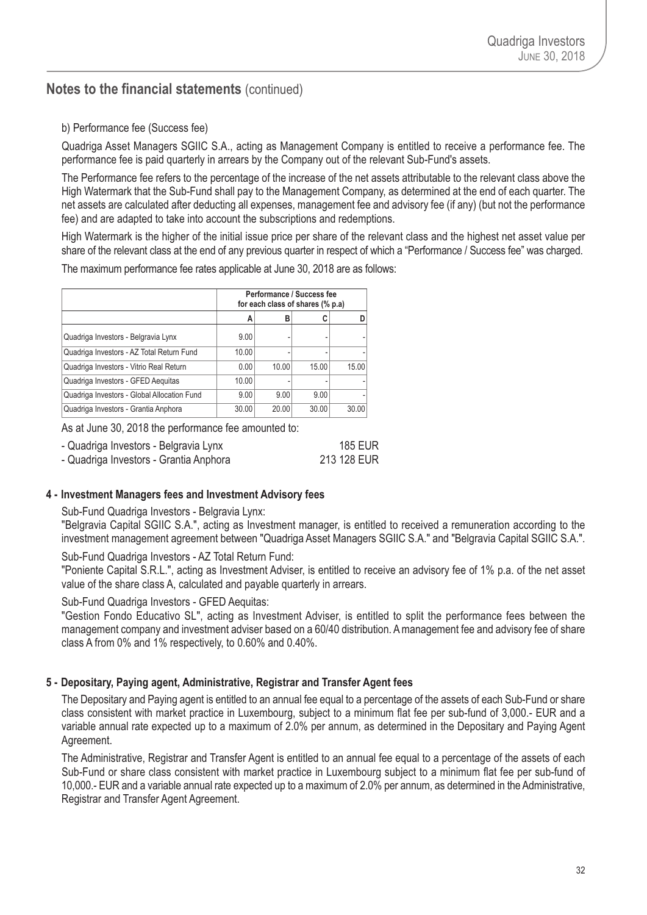## Notes to the financial statements (continued)

b) Performance fee (Success fee)

Quadriga Asset Managers SGIIC S.A., acting as Management Company is entitled to receive a performance fee. The performance fee is paid quarterly in arrears by the Company out of the relevant Sub-Fund's assets.

The Performance fee refers to the percentage of the increase of the net assets attributable to the relevant class above the High Watermark that the Sub-Fund shall pay to the Management Company, as determined at the end of each quarter. The net assets are calculated after deducting all expenses, management fee and advisory fee (if any) (but not the performance fee) and are adapted to take into account the subscriptions and redemptions.

High Watermark is the higher of the initial issue price per share of the relevant class and the highest net asset value per share of the relevant class at the end of any previous quarter in respect of which a "Performance / Success fee" was charged.

The maximum performance fee rates applicable at June 30, 2018 are as follows:

| | Performance / Success fee for each class of shares (% p.a) | | | |
|---|---|---|---|---|
| | A | B | C | D |
| Quadriga Investors - Belgravia Lynx | 9.00 | - | - | - |
| Quadriga Investors - AZ Total Return Fund | 10.00 | - | - | - |
| Quadriga Investors - Vitrio Real Return | 0.00 | 10.00 | 15.00 | 15.00 |
| Quadriga Investors - GFED Aequitas | 10.00 | - | - | - |
| Quadriga Investors - Global Allocation Fund | 9.00 | 9.00 | 9.00 | - |
| Quadriga Investors - Grantia Anphora | 30.00 | 20.00 | 30.00 | 30.00 |

As at June 30, 2018 the performance fee amounted to:

- Quadriga Investors - Belgravia Lynx 185 EUR
- Quadriga Investors - Grantia Anphora 213 128 EUR

### 4 - Investment Managers fees and Investment Advisory fees

Sub-Fund Quadriga Investors - Belgravia Lynx:

"Belgravia Capital SGIIC S.A.", acting as Investment manager, is entitled to received a remuneration according to the investment management agreement between "Quadriga Asset Managers SGIIC S.A." and "Belgravia Capital SGIIC S.A.".

Sub-Fund Quadriga Investors - AZ Total Return Fund:

"Poniente Capital S.R.L.", acting as Investment Adviser, is entitled to receive an advisory fee of 1% p.a. of the net asset value of the share class A, calculated and payable quarterly in arrears.

Sub-Fund Quadriga Investors - GFED Aequitas:

"Gestion Fondo Educativo SL", acting as Investment Adviser, is entitled to split the performance fees between the management company and investment adviser based on a 60/40 distribution. A management fee and advisory fee of share class A from 0% and 1% respectively, to 0.60% and 0.40%.

### 5 - Depositary, Paying agent, Administrative, Registrar and Transfer Agent fees

The Depositary and Paying agent is entitled to an annual fee equal to a percentage of the assets of each Sub-Fund or share class consistent with market practice in Luxembourg, subject to a minimum flat fee per sub-fund of 3,000.- EUR and a variable annual rate expected up to a maximum of 2.0% per annum, as determined in the Depositary and Paying Agent Agreement.

The Administrative, Registrar and Transfer Agent is entitled to an annual fee equal to a percentage of the assets of each Sub-Fund or share class consistent with market practice in Luxembourg subject to a minimum flat fee per sub-fund of 10,000.- EUR and a variable annual rate expected up to a maximum of 2.0% per annum, as determined in the Administrative, Registrar and Transfer Agent Agreement.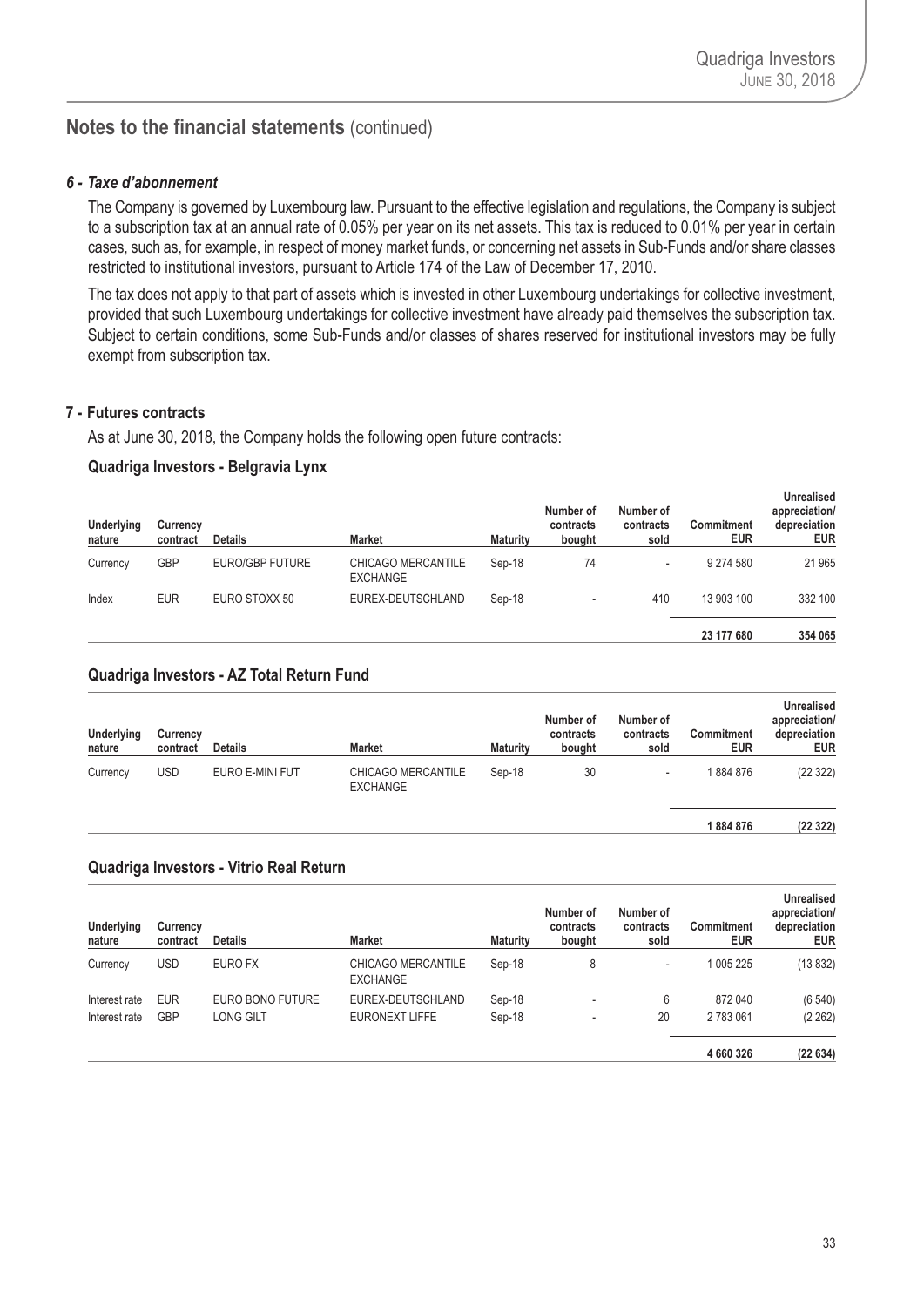## Notes to the financial statements (continued)

### *6 - Taxe d'abonnement*

The Company is governed by Luxembourg law. Pursuant to the effective legislation and regulations, the Company is subject to a subscription tax at an annual rate of 0.05% per year on its net assets. This tax is reduced to 0.01% per year in certain cases, such as, for example, in respect of money market funds, or concerning net assets in Sub-Funds and/or share classes restricted to institutional investors, pursuant to Article 174 of the Law of December 17, 2010.

The tax does not apply to that part of assets which is invested in other Luxembourg undertakings for collective investment, provided that such Luxembourg undertakings for collective investment have already paid themselves the subscription tax. Subject to certain conditions, some Sub-Funds and/or classes of shares reserved for institutional investors may be fully exempt from subscription tax.

### 7 - Futures contracts

As at June 30, 2018, the Company holds the following open future contracts:

#### Quadriga Investors - Belgravia Lynx

| Underlying nature | Currency contract | Details | Market | Maturity | Number of contracts bought | Number of contracts sold | Commitment EUR | Unrealised appreciation/ depreciation EUR |
|---|---|---|---|---|---|---|---|---|
| Currency | GBP | EURO/GBP FUTURE | CHICAGO MERCANTILE EXCHANGE | Sep-18 | 74 | - | 9 274 580 | 21 965 |
| Index | EUR | EURO STOXX 50 | EUREX-DEUTSCHLAND | Sep-18 | - | 410 | 13 903 100 | 332 100 |
| | | | | | | | **23 177 680** | **354 065** |

#### Quadriga Investors - AZ Total Return Fund

| Underlying nature | Currency contract | Details | Market | Maturity | Number of contracts bought | Number of contracts sold | Commitment EUR | Unrealised appreciation/ depreciation EUR |
|---|---|---|---|---|---|---|---|---|
| Currency | USD | EURO E-MINI FUT | CHICAGO MERCANTILE EXCHANGE | Sep-18 | 30 | - | 1 884 876 | (22 322) |
| | | | | | | | **1 884 876** | **(22 322)** |

#### Quadriga Investors - Vitrio Real Return

| Underlying nature | Currency contract | Details | Market | Maturity | Number of contracts bought | Number of contracts sold | Commitment EUR | Unrealised appreciation/ depreciation EUR |
|---|---|---|---|---|---|---|---|---|
| Currency | USD | EURO FX | CHICAGO MERCANTILE EXCHANGE | Sep-18 | 8 | - | 1 005 225 | (13 832) |
| Interest rate | EUR | EURO BONO FUTURE | EUREX-DEUTSCHLAND | Sep-18 | - | 6 | 872 040 | (6 540) |
| Interest rate | GBP | LONG GILT | EURONEXT LIFFE | Sep-18 | - | 20 | 2 783 061 | (2 262) |
| | | | | | | | **4 660 326** | **(22 634)** |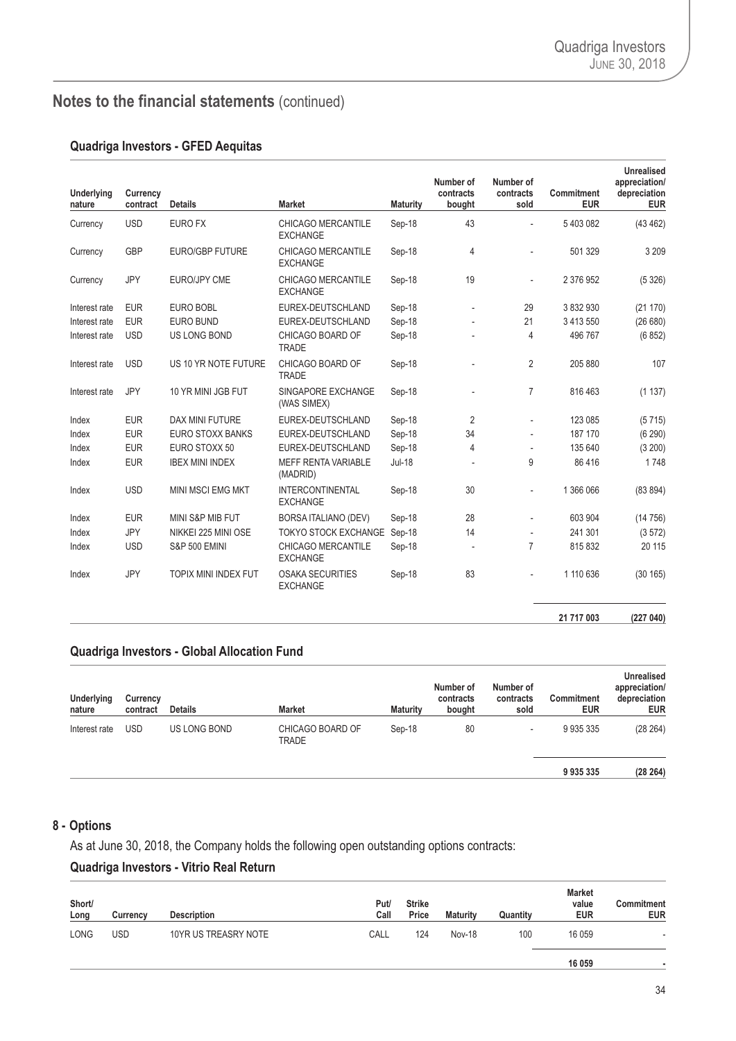## Notes to the financial statements (continued)

### Quadriga Investors - GFED Aequitas

| Underlying nature | Currency contract | Details | Market | Maturity | Number of contracts bought | Number of contracts sold | Commitment EUR | Unrealised appreciation/ depreciation EUR |
|---|---|---|---|---|---|---|---|---|
| Currency | USD | EURO FX | CHICAGO MERCANTILE EXCHANGE | Sep-18 | 43 | - | 5 403 082 | (43 462) |
| Currency | GBP | EURO/GBP FUTURE | CHICAGO MERCANTILE EXCHANGE | Sep-18 | 4 | - | 501 329 | 3 209 |
| Currency | JPY | EURO/JPY CME | CHICAGO MERCANTILE EXCHANGE | Sep-18 | 19 | - | 2 376 952 | (5 326) |
| Interest rate | EUR | EURO BOBL | EUREX-DEUTSCHLAND | Sep-18 | - | 29 | 3 832 930 | (21 170) |
| Interest rate | EUR | EURO BUND | EUREX-DEUTSCHLAND | Sep-18 | - | 21 | 3 413 550 | (26 680) |
| Interest rate | USD | US LONG BOND | CHICAGO BOARD OF TRADE | Sep-18 | - | 4 | 496 767 | (6 852) |
| Interest rate | USD | US 10 YR NOTE FUTURE | CHICAGO BOARD OF TRADE | Sep-18 | - | 2 | 205 880 | 107 |
| Interest rate | JPY | 10 YR MINI JGB FUT | SINGAPORE EXCHANGE (WAS SIMEX) | Sep-18 | - | 7 | 816 463 | (1 137) |
| Index | EUR | DAX MINI FUTURE | EUREX-DEUTSCHLAND | Sep-18 | 2 | - | 123 085 | (5 715) |
| Index | EUR | EURO STOXX BANKS | EUREX-DEUTSCHLAND | Sep-18 | 34 | - | 187 170 | (6 290) |
| Index | EUR | EURO STOXX 50 | EUREX-DEUTSCHLAND | Sep-18 | 4 | - | 135 640 | (3 200) |
| Index | EUR | IBEX MINI INDEX | MEFF RENTA VARIABLE (MADRID) | Jul-18 | - | 9 | 86 416 | 1 748 |
| Index | USD | MINI MSCI EMG MKT | INTERCONTINENTAL EXCHANGE | Sep-18 | 30 | - | 1 366 066 | (83 894) |
| Index | EUR | MINI S&P MIB FUT | BORSA ITALIANO (DEV) | Sep-18 | 28 | - | 603 904 | (14 756) |
| Index | JPY | NIKKEI 225 MINI OSE | TOKYO STOCK EXCHANGE | Sep-18 | 14 | - | 241 301 | (3 572) |
| Index | USD | S&P 500 EMINI | CHICAGO MERCANTILE EXCHANGE | Sep-18 | - | 7 | 815 832 | 20 115 |
| Index | JPY | TOPIX MINI INDEX FUT | OSAKA SECURITIES EXCHANGE | Sep-18 | 83 | - | 1 110 636 | (30 165) |
| | | | | | | | **21 717 003** | **(227 040)** |

### Quadriga Investors - Global Allocation Fund

| Underlying nature | Currency contract | Details | Market | Maturity | Number of contracts bought | Number of contracts sold | Commitment EUR | Unrealised appreciation/ depreciation EUR |
|---|---|---|---|---|---|---|---|---|
| Interest rate | USD | US LONG BOND | CHICAGO BOARD OF TRADE | Sep-18 | 80 | - | 9 935 335 | (28 264) |
| | | | | | | | **9 935 335** | **(28 264)** |

## 8 - Options

As at June 30, 2018, the Company holds the following open outstanding options contracts:

### Quadriga Investors - Vitrio Real Return

| Short/ Long | Currency | Description | Put/ Call | Strike Price | Maturity | Quantity | Market value EUR | Commitment EUR |
|---|---|---|---|---|---|---|---|---|
| LONG | USD | 10YR US TREASRY NOTE | CALL | 124 | Nov-18 | 100 | 16 059 | - |
| | | | | | | | **16 059** | **-** |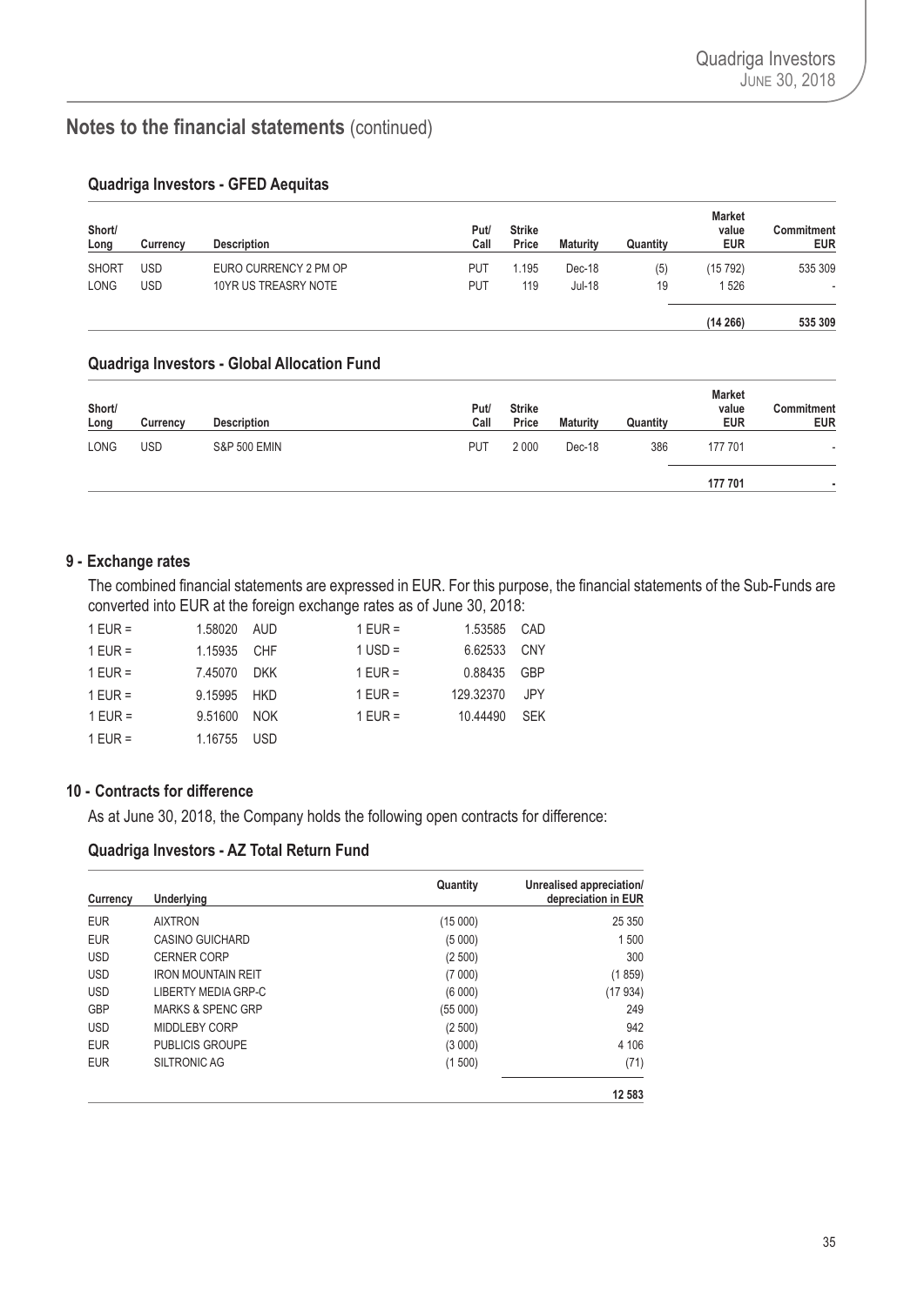## Notes to the financial statements (continued)

### Quadriga Investors - GFED Aequitas

| Short/ Long | Currency | Description | Put/ Call | Strike Price | Maturity | Quantity | Market value EUR | Commitment EUR |
|---|---|---|---|---|---|---|---|---|
| SHORT | USD | EURO CURRENCY 2 PM OP | PUT | 1.195 | Dec-18 | (5) | (15 792) | 535 309 |
| LONG | USD | 10YR US TREASRY NOTE | PUT | 119 | Jul-18 | 19 | 1 526 | - |
| | | | | | | | **(14 266)** | **535 309** |

### Quadriga Investors - Global Allocation Fund

| Short/ Long | Currency | Description | Put/ Call | Strike Price | Maturity | Quantity | Market value EUR | Commitment EUR |
|---|---|---|---|---|---|---|---|---|
| LONG | USD | S&P 500 EMIN | PUT | 2 000 | Dec-18 | 386 | 177 701 | - |
| | | | | | | | **177 701** | **-** |

## 9 - Exchange rates

The combined financial statements are expressed in EUR. For this purpose, the financial statements of the Sub-Funds are converted into EUR at the foreign exchange rates as of June 30, 2018:

| | | | | | |
|---|---|---|---|---|---|
| 1 EUR = | 1.58020 | AUD | 1 EUR = | 1.53585 | CAD |
| 1 EUR = | 1.15935 | CHF | 1 USD = | 6.62533 | CNY |
| 1 EUR = | 7.45070 | DKK | 1 EUR = | 0.88435 | GBP |
| 1 EUR = | 9.15995 | HKD | 1 EUR = | 129.32370 | JPY |
| 1 EUR = | 9.51600 | NOK | 1 EUR = | 10.44490 | SEK |
| 1 EUR = | 1.16755 | USD | | | |

## 10 - Contracts for difference

As at June 30, 2018, the Company holds the following open contracts for difference:

### Quadriga Investors - AZ Total Return Fund

| Currency | Underlying | Quantity | Unrealised appreciation/ depreciation in EUR |
|---|---|---|---|
| EUR | AIXTRON | (15 000) | 25 350 |
| EUR | CASINO GUICHARD | (5 000) | 1 500 |
| USD | CERNER CORP | (2 500) | 300 |
| USD | IRON MOUNTAIN REIT | (7 000) | (1 859) |
| USD | LIBERTY MEDIA GRP-C | (6 000) | (17 934) |
| GBP | MARKS & SPENC GRP | (55 000) | 249 |
| USD | MIDDLEBY CORP | (2 500) | 942 |
| EUR | PUBLICIS GROUPE | (3 000) | 4 106 |
| EUR | SILTRONIC AG | (1 500) | (71) |
| | | | **12 583** |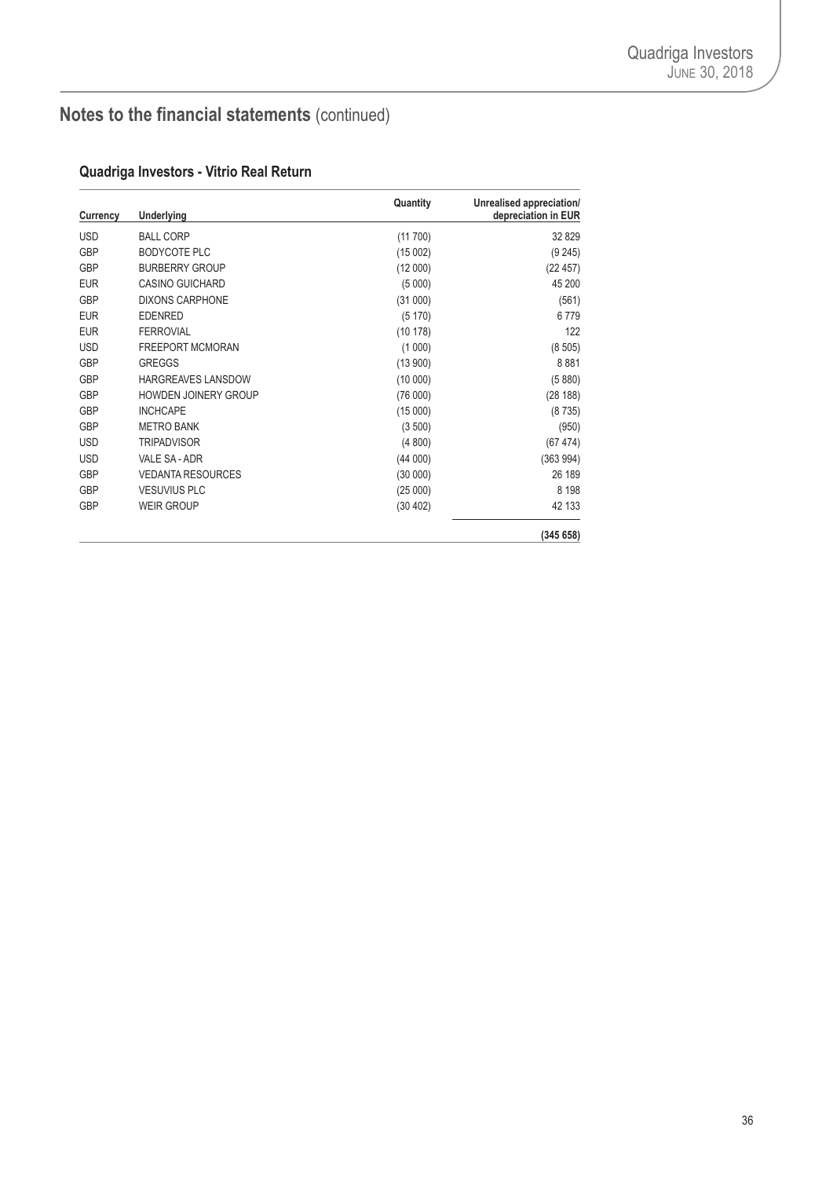## Notes to the financial statements (continued)

### Quadriga Investors - Vitrio Real Return

| Currency | Underlying | Quantity | Unrealised appreciation/ depreciation in EUR |
|---|---|---|---|
| USD | BALL CORP | (11 700) | 32 829 |
| GBP | BODYCOTE PLC | (15 002) | (9 245) |
| GBP | BURBERRY GROUP | (12 000) | (22 457) |
| EUR | CASINO GUICHARD | (5 000) | 45 200 |
| GBP | DIXONS CARPHONE | (31 000) | (561) |
| EUR | EDENRED | (5 170) | 6 779 |
| EUR | FERROVIAL | (10 178) | 122 |
| USD | FREEPORT MCMORAN | (1 000) | (8 505) |
| GBP | GREGGS | (13 900) | 8 881 |
| GBP | HARGREAVES LANSDOW | (10 000) | (5 880) |
| GBP | HOWDEN JOINERY GROUP | (76 000) | (28 188) |
| GBP | INCHCAPE | (15 000) | (8 735) |
| GBP | METRO BANK | (3 500) | (950) |
| USD | TRIPADVISOR | (4 800) | (67 474) |
| USD | VALE SA - ADR | (44 000) | (363 994) |
| GBP | VEDANTA RESOURCES | (30 000) | 26 189 |
| GBP | VESUVIUS PLC | (25 000) | 8 198 |
| GBP | WEIR GROUP | (30 402) | 42 133 |
| | | | **(345 658)** |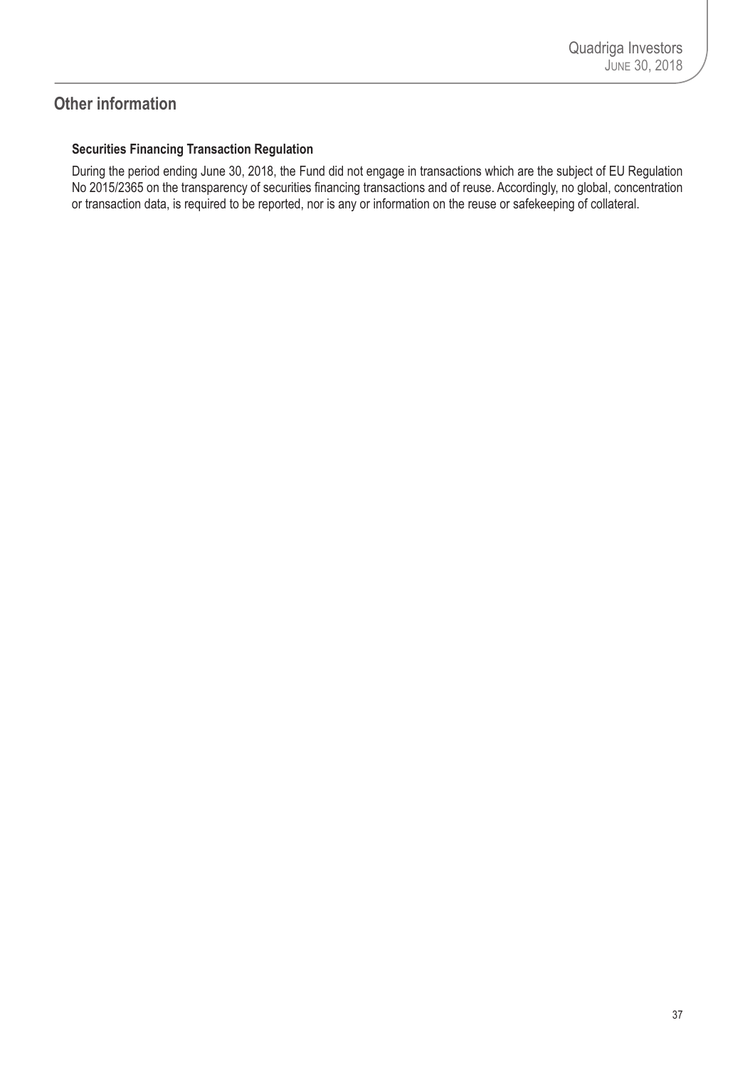## Other information

### Securities Financing Transaction Regulation

During the period ending June 30, 2018, the Fund did not engage in transactions which are the subject of EU Regulation No 2015/2365 on the transparency of securities financing transactions and of reuse. Accordingly, no global, concentration or transaction data, is required to be reported, nor is any or information on the reuse or safekeeping of collateral.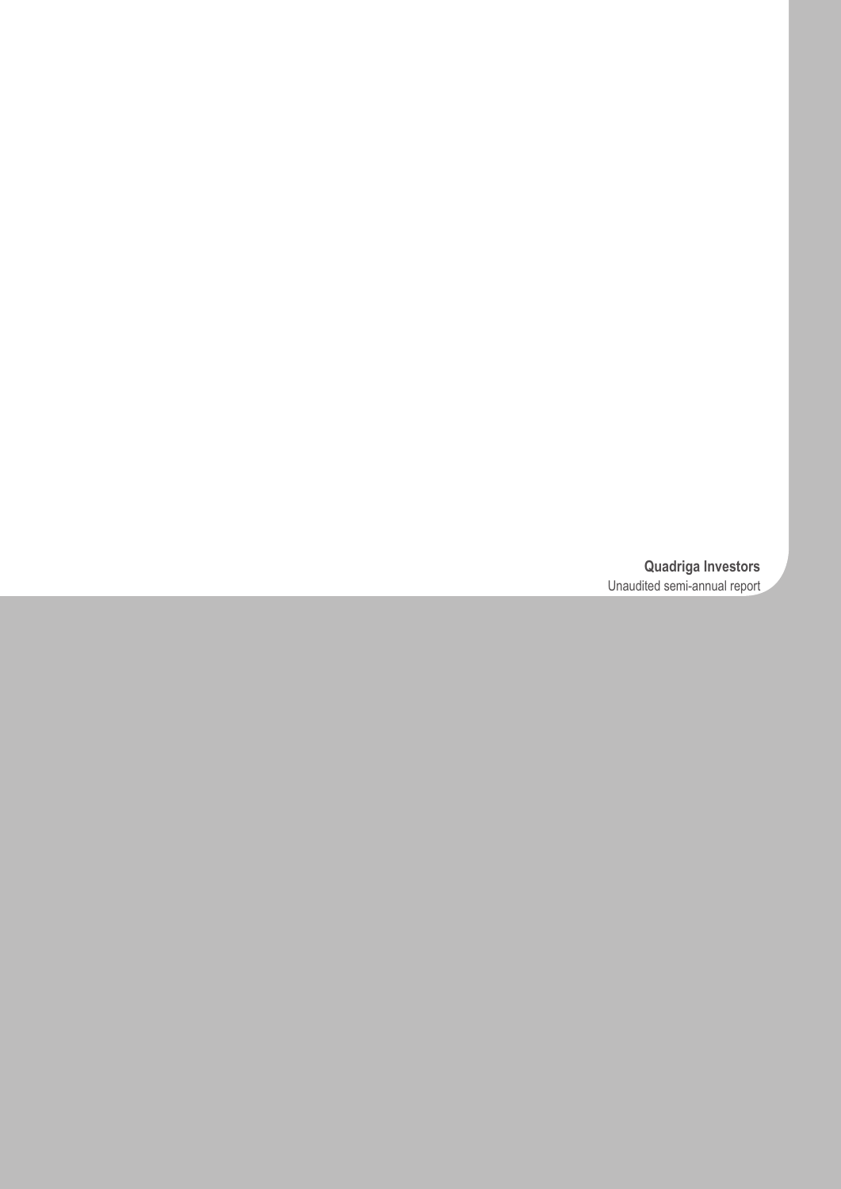**Quadriga Investors**

Unaudited semi-annual report